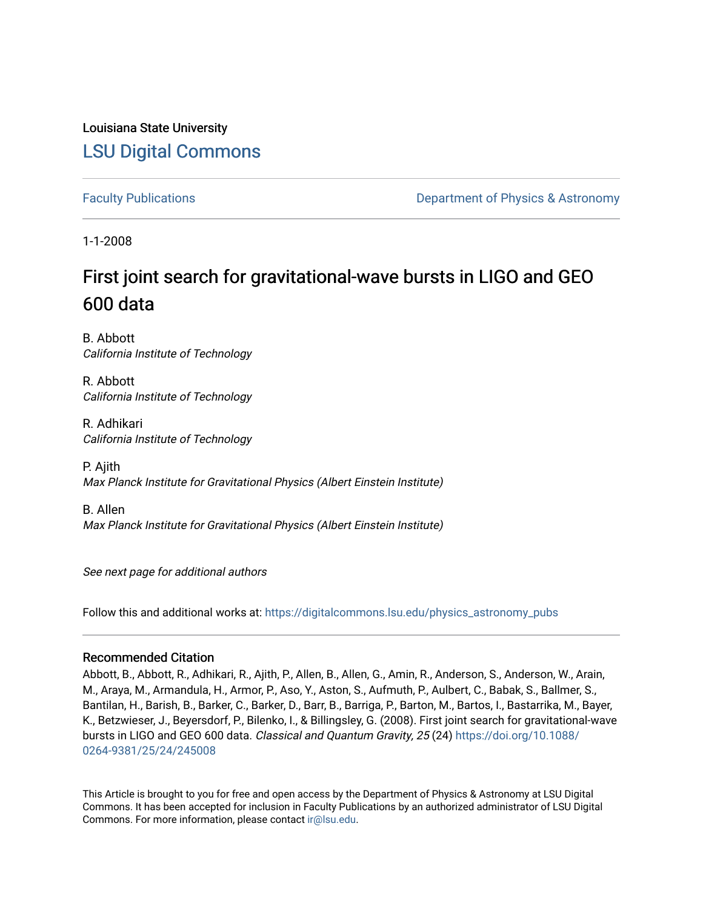Louisiana State University

LSU Digital Commons

Faculty Publications

Department of Physics & Astronomy

1-1-2008

# First joint search for gravitational-wave bursts in LIGO and GEO 600 data

B. Abbott
*California Institute of Technology*

R. Abbott
*California Institute of Technology*

R. Adhikari
*California Institute of Technology*

P. Ajith
*Max Planck Institute for Gravitational Physics (Albert Einstein Institute)*

B. Allen
*Max Planck Institute for Gravitational Physics (Albert Einstein Institute)*

*See next page for additional authors*

Follow this and additional works at: https://digitalcommons.lsu.edu/physics_astronomy_pubs

## Recommended Citation

Abbott, B., Abbott, R., Adhikari, R., Ajith, P., Allen, B., Allen, G., Amin, R., Anderson, S., Anderson, W., Arain, M., Araya, M., Armandula, H., Armor, P., Aso, Y., Aston, S., Aufmuth, P., Aulbert, C., Babak, S., Ballmer, S., Bantilan, H., Barish, B., Barker, C., Barker, D., Barr, B., Barriga, P., Barton, M., Bartos, I., Bastarrika, M., Bayer, K., Betzwieser, J., Beyersdorf, P., Bilenko, I., & Billingsley, G. (2008). First joint search for gravitational-wave bursts in LIGO and GEO 600 data. *Classical and Quantum Gravity, 25* (24) https://doi.org/10.1088/0264-9381/25/24/245008

This Article is brought to you for free and open access by the Department of Physics & Astronomy at LSU Digital Commons. It has been accepted for inclusion in Faculty Publications by an authorized administrator of LSU Digital Commons. For more information, please contact ir@lsu.edu.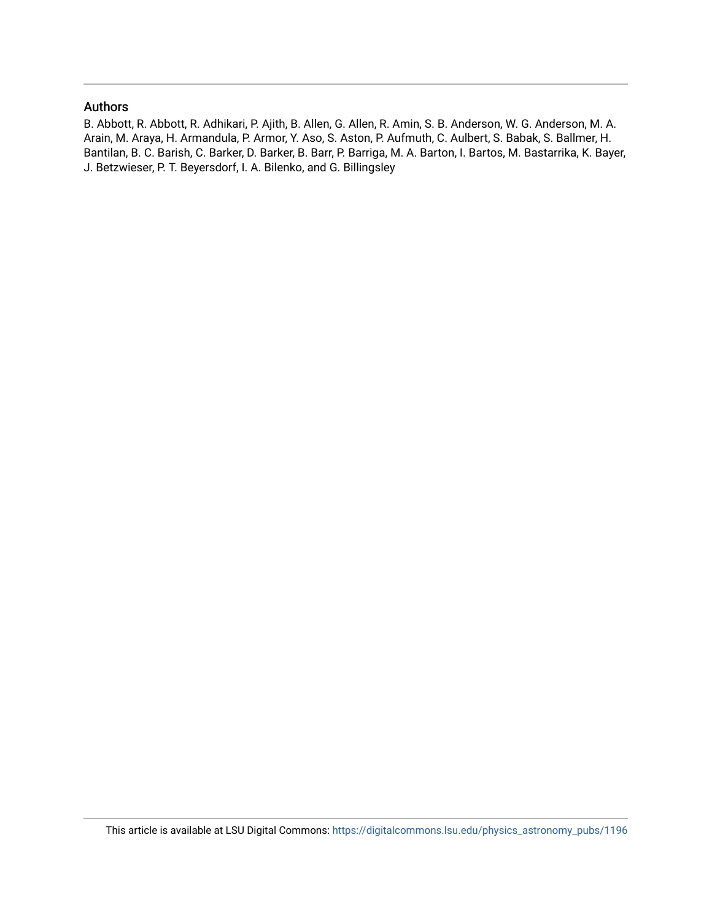## Authors

B. Abbott, R. Abbott, R. Adhikari, P. Ajith, B. Allen, G. Allen, R. Amin, S. B. Anderson, W. G. Anderson, M. A. Arain, M. Araya, H. Armandula, P. Armor, Y. Aso, S. Aston, P. Aufmuth, C. Aulbert, S. Babak, S. Ballmer, H. Bantilan, B. C. Barish, C. Barker, D. Barker, B. Barr, P. Barriga, M. A. Barton, I. Bartos, M. Bastarrika, K. Bayer, J. Betzwieser, P. T. Beyersdorf, I. A. Bilenko, and G. Billingsley

This article is available at LSU Digital Commons: https://digitalcommons.lsu.edu/physics_astronomy_pubs/1196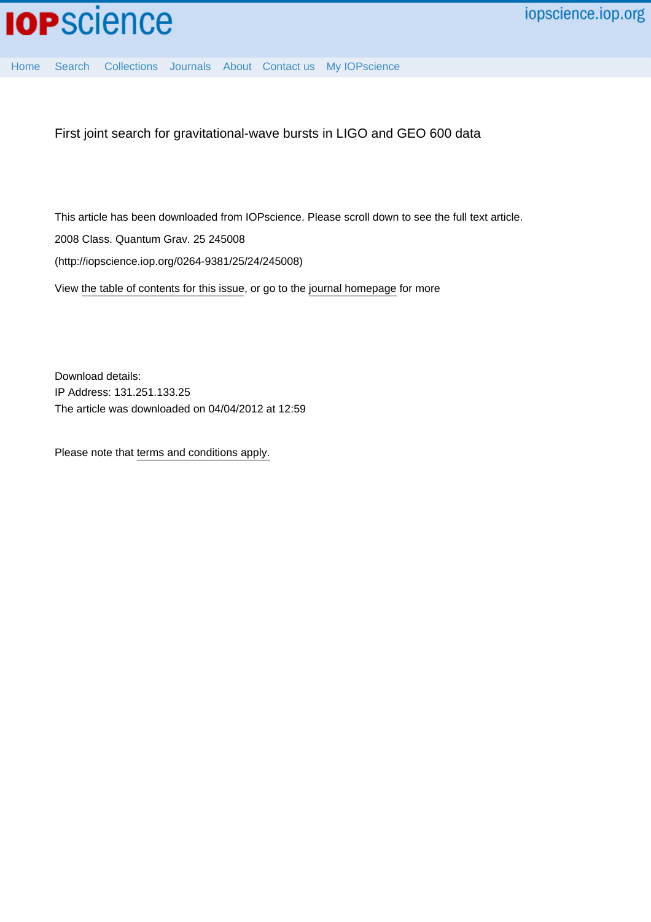First joint search for gravitational-wave bursts in LIGO and GEO 600 data

This article has been downloaded from IOPscience. Please scroll down to see the full text article.

2008 Class. Quantum Grav. 25 245008

(http://iopscience.iop.org/0264-9381/25/24/245008)

View the table of contents for this issue, or go to the journal homepage for more

Download details:

IP Address: 131.251.133.25

The article was downloaded on 04/04/2012 at 12:59

Please note that terms and conditions apply.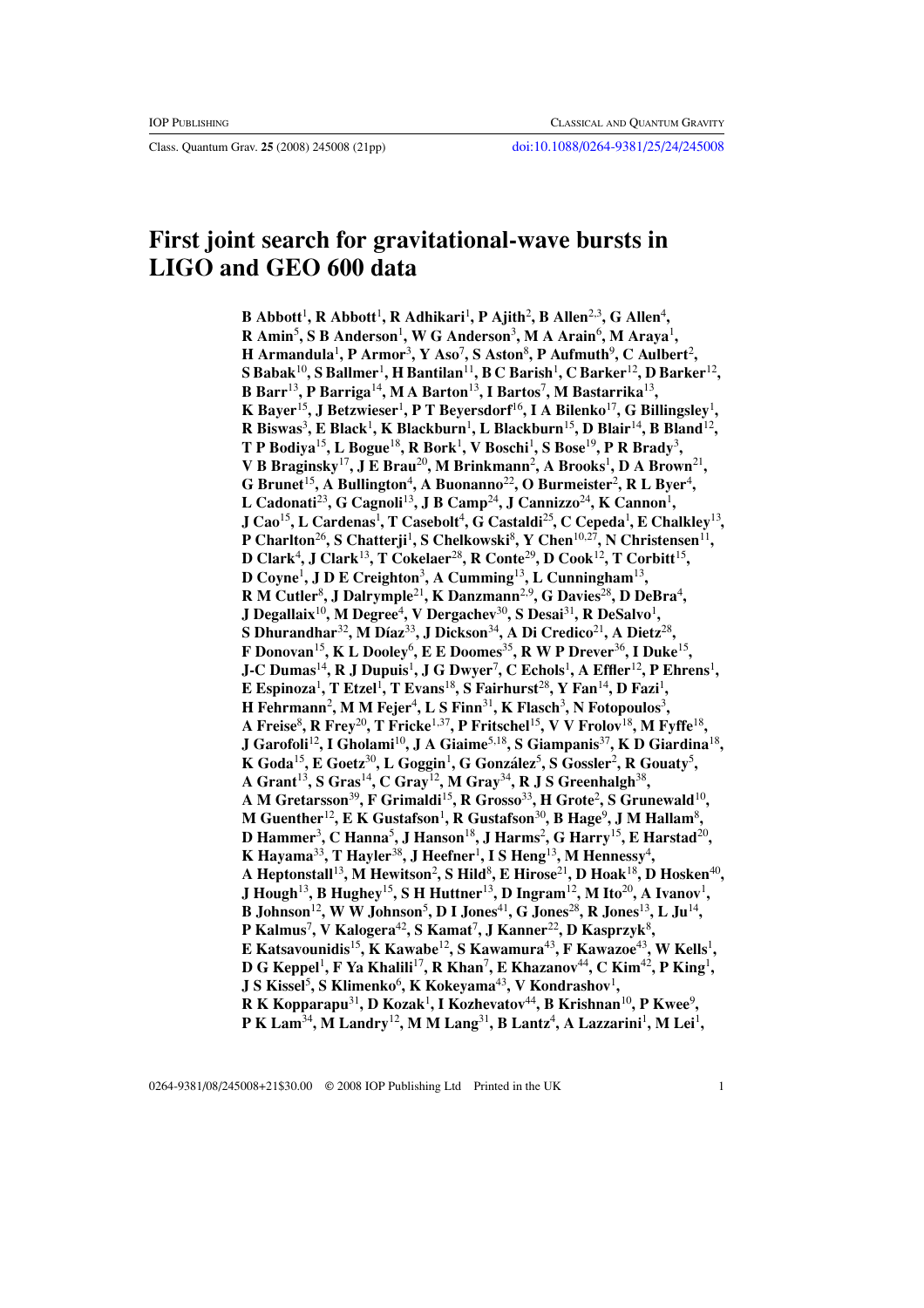# First joint search for gravitational-wave bursts in LIGO and GEO 600 data

**B Abbott[1], R Abbott[1], R Adhikari[1], P Ajith[2], B Allen[2,3], G Allen[4], R Amin[5], S B Anderson[1], W G Anderson[3], M A Arain[6], M Araya[1], H Armandula[1], P Armor[3], Y Aso[7], S Aston[8], P Aufmuth[9], C Aulbert[2], S Babak[10], S Ballmer[1], H Bantilan[11], B C Barish[1], C Barker[12], D Barker[12], B Barr[13], P Barriga[14], M A Barton[13], I Bartos[7], M Bastarrika[13], K Bayer[15], J Betzwieser[1], P T Beyersdorf[16], I A Bilenko[17], G Billingsley[1], R Biswas[3], E Black[1], K Blackburn[1], L Blackburn[15], D Blair[14], B Bland[12], T P Bodiya[15], L Bogue[18], R Bork[1], V Boschi[1], S Bose[19], P R Brady[3], V B Braginsky[17], J E Brau[20], M Brinkmann[2], A Brooks[1], D A Brown[21], G Brunet[15], A Bullington[4], A Buonanno[22], O Burmeister[2], R L Byer[4], L Cadonati[23], G Cagnoli[13], J B Camp[24], J Cannizzo[24], K Cannon[1], J Cao[15], L Cardenas[1], T Casebolt[4], G Castaldi[25], C Cepeda[1], E Chalkley[13], P Charlton[26], S Chatterji[1], S Chelkowski[8], Y Chen[10,27], N Christensen[11], D Clark[4], J Clark[13], T Cokelaer[28], R Conte[29], D Cook[12], T Corbitt[15], D Coyne[1], J D E Creighton[3], A Cumming[13], L Cunningham[13], R M Cutler[8], J Dalrymple[21], K Danzmann[2,9], G Davies[28], D DeBra[4], J Degallaix[10], M Degree[4], V Dergachev[30], S Desai[31], R DeSalvo[1], S Dhurandhar[32], M Díaz[33], J Dickson[34], A Di Credico[21], A Dietz[28], F Donovan[15], K L Dooley[6], E E Doomes[35], R W P Drever[36], I Duke[15], J-C Dumas[14], R J Dupuis[1], J G Dwyer[7], C Echols[1], A Effler[12], P Ehrens[1], E Espinoza[1], T Etzel[1], T Evans[18], S Fairhurst[28], Y Fan[14], D Fazi[1], H Fehrmann[2], M M Fejer[4], L S Finn[31], K Flasch[3], N Fotopoulos[3], A Freise[8], R Frey[20], T Fricke[1,37], P Fritschel[15], V V Frolov[18], M Fyffe[18], J Garofoli[12], I Gholami[10], J A Giaime[5,18], S Giampanis[37], K D Giardina[18], K Goda[15], E Goetz[30], L Goggin[1], G González[5], S Gossler[2], R Gouaty[5], A Grant[13], S Gras[14], C Gray[12], M Gray[34], R J S Greenhalgh[38], A M Gretarsson[39], F Grimaldi[15], R Grosso[33], H Grote[2], S Grunewald[10], M Guenther[12], E K Gustafson[1], R Gustafson[30], B Hage[9], J M Hallam[8], D Hammer[3], C Hanna[5], J Hanson[18], J Harms[2], G Harry[15], E Harstad[20], K Hayama[33], T Hayler[38], J Heefner[1], I S Heng[13], M Hennessy[4], A Heptonstall[13], M Hewitson[2], S Hild[8], E Hirose[21], D Hoak[18], D Hosken[40], J Hough[13], B Hughey[15], S H Huttner[13], D Ingram[12], M Ito[20], A Ivanov[1], B Johnson[12], W W Johnson[5], D I Jones[41], G Jones[28], R Jones[13], L Ju[14], P Kalmus[7], V Kalogera[42], S Kamat[7], J Kanner[22], D Kasprzyk[8], E Katsavounidis[15], K Kawabe[12], S Kawamura[43], F Kawazoe[43], W Kells[1], D G Keppel[1], F Ya Khalili[17], R Khan[7], E Khazanov[44], C Kim[42], P King[1], J S Kissel[5], S Klimenko[6], K Kokeyama[43], V Kondrashov[1], R K Kopparapu[31], D Kozak[1], I Kozhevatov[44], B Krishnan[10], P Kwee[9], P K Lam[34], M Landry[12], M M Lang[31], B Lantz[4], A Lazzarini[1], M Lei[1],**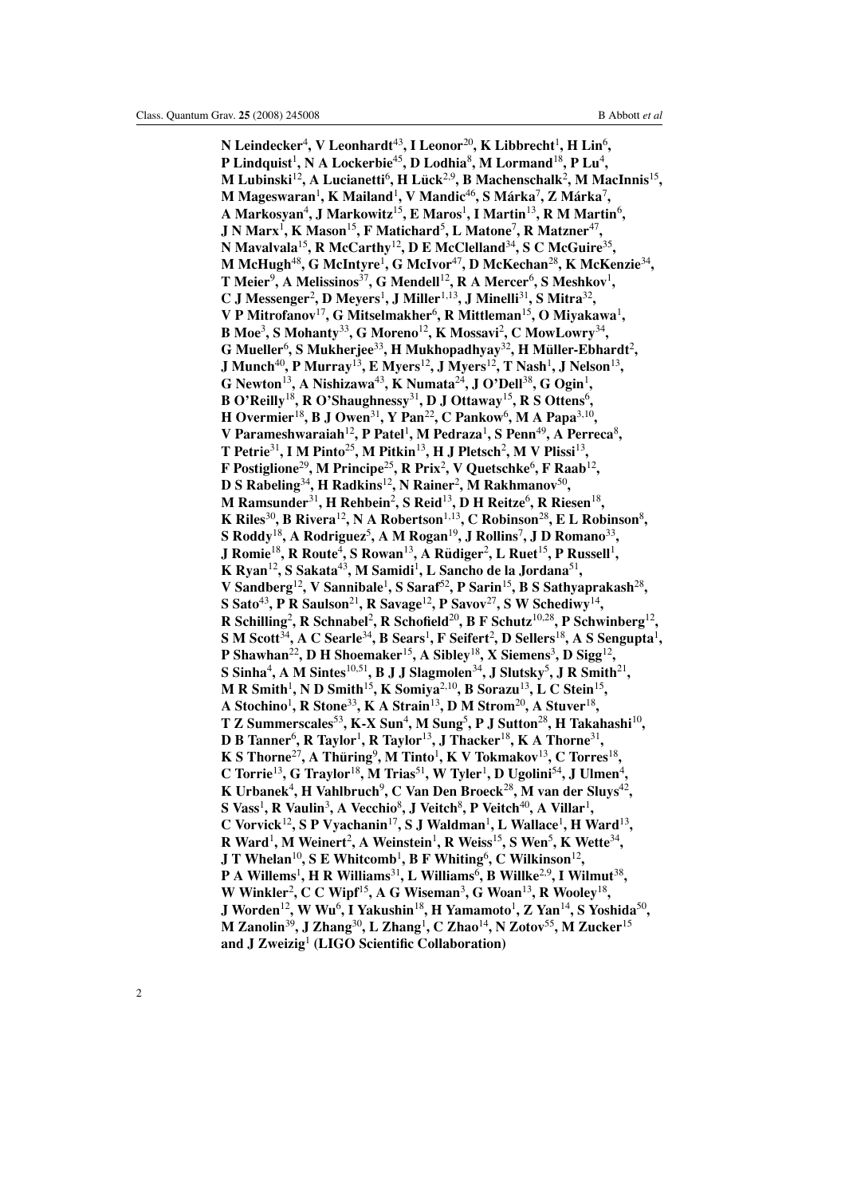**N Leindecker[4], V Leonhardt[43], I Leonor[20], K Libbrecht[1], H Lin[6], P Lindquist[1], N A Lockerbie[45], D Lodhia[8], M Lormand[18], P Lu[4], M Lubinski[12], A Lucianetti[6], H Lück[2,9], B Machenschalk[2], M MacInnis[15], M Mageswaran[1], K Mailand[1], V Mandic[46], S Márka[7], Z Márka[7], A Markosyan[4], J Markowitz[15], E Maros[1], I Martin[13], R M Martin[6], J N Marx[1], K Mason[15], F Matichard[5], L Matone[7], R Matzner[47], N Mavalvala[15], R McCarthy[12], D E McClelland[34], S C McGuire[35], M McHugh[48], G McIntyre[1], G McIvor[47], D McKechan[28], K McKenzie[34], T Meier[9], A Melissinos[37], G Mendell[12], R A Mercer[6], S Meshkov[1], C J Messenger[2], D Meyers[1], J Miller[1,13], J Minelli[31], S Mitra[32], V P Mitrofanov[17], G Mitselmakher[6], R Mittleman[15], O Miyakawa[1], B Moe[3], S Mohanty[33], G Moreno[12], K Mossavi[2], C MowLowry[34], G Mueller[6], S Mukherjee[33], H Mukhopadhyay[32], H Müller-Ebhardt[2], J Munch[40], P Murray[13], E Myers[12], J Myers[12], T Nash[1], J Nelson[13], G Newton[13], A Nishizawa[43], K Numata[24], J O'Dell[38], G Ogin[1], B O'Reilly[18], R O'Shaughnessy[31], D J Ottaway[15], R S Ottens[6], H Overmier[18], B J Owen[31], Y Pan[22], C Pankow[6], M A Papa[3,10], V Parameshwaraiah[12], P Patel[1], M Pedraza[1], S Penn[49], A Perreca[8], T Petrie[31], I M Pinto[25], M Pitkin[13], H J Pletsch[2], M V Plissi[13], F Postiglione[29], M Principe[25], R Prix[2], V Quetschke[6], F Raab[12], D S Rabeling[34], H Radkins[12], N Rainer[2], M Rakhmanov[50], M Ramsunder[31], H Rehbein[2], S Reid[13], D H Reitze[6], R Riesen[18], K Riles[30], B Rivera[12], N A Robertson[1,13], C Robinson[28], E L Robinson[8], S Roddy[18], A Rodriguez[5], A M Rogan[19], J Rollins[7], J D Romano[33], J Romie[18], R Route[4], S Rowan[13], A Rüdiger[2], L Ruet[15], P Russell[1], K Ryan[12], S Sakata[43], M Samidi[1], L Sancho de la Jordana[51], V Sandberg[12], V Sannibale[1], S Saraf[52], P Sarin[15], B S Sathyaprakash[28], S Sato[43], P R Saulson[21], R Savage[12], P Savov[27], S W Schediwy[14], R Schilling[2], R Schnabel[2], R Schofield[20], B F Schutz[10,28], P Schwinberg[12], S M Scott[34], A C Searle[34], B Sears[1], F Seifert[2], D Sellers[18], A S Sengupta[1], P Shawhan[22], D H Shoemaker[15], A Sibley[18], X Siemens[3], D Sigg[12], S Sinha[4], A M Sintes[10,51], B J J Slagmolen[34], J Slutsky[5], J R Smith[21], M R Smith[1], N D Smith[15], K Somiya[2,10], B Sorazu[13], L C Stein[15], A Stochino[1], R Stone[33], K A Strain[13], D M Strom[20], A Stuver[18], T Z Summerscales[53], K-X Sun[4], M Sung[5], P J Sutton[28], H Takahashi[10], D B Tanner[6], R Taylor[1], R Taylor[13], J Thacker[18], K A Thorne[31], K S Thorne[27], A Thüring[9], M Tinto[1], K V Tokmakov[13], C Torres[18], C Torrie[13], G Traylor[18], M Trias[51], W Tyler[1], D Ugolini[54], J Ulmen[4], K Urbanek[4], H Vahlbruch[9], C Van Den Broeck[28], M van der Sluys[42], S Vass[1], R Vaulin[3], A Vecchio[8], J Veitch[8], P Veitch[40], A Villar[1], C Vorvick[12], S P Vyachanin[17], S J Waldman[1], L Wallace[1], H Ward[13], R Ward[1], M Weinert[2], A Weinstein[1], R Weiss[15], S Wen[5], K Wette[34], J T Whelan[10], S E Whitcomb[1], B F Whiting[6], C Wilkinson[12], P A Willems[1], H R Williams[31], L Williams[6], B Willke[2,9], I Wilmut[38], W Winkler[2], C C Wipf[15], A G Wiseman[3], G Woan[13], R Wooley[18], J Worden[12], W Wu[6], I Yakushin[18], H Yamamoto[1], Z Yan[14], S Yoshida[50], M Zanolin[39], J Zhang[30], L Zhang[1], C Zhao[14], N Zotov[55], M Zucker[15] and J Zweizig[1] (LIGO Scientific Collaboration)**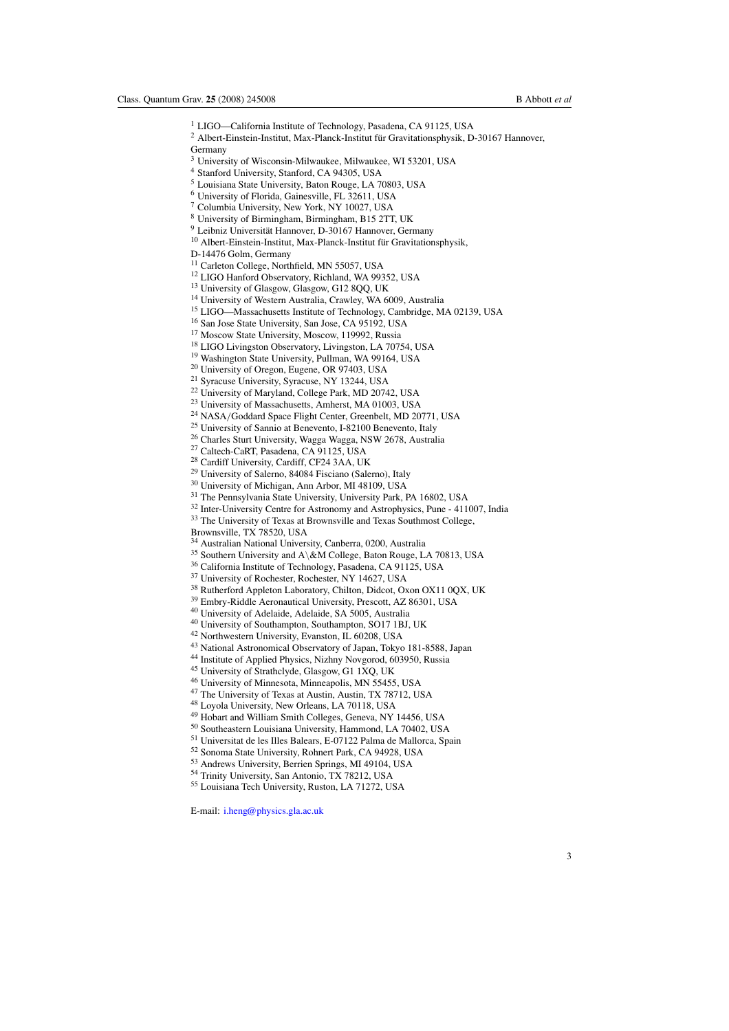[1] LIGO—California Institute of Technology, Pasadena, CA 91125, USA
[2] Albert-Einstein-Institut, Max-Planck-Institut für Gravitationsphysik, D-30167 Hannover, Germany
[3] University of Wisconsin-Milwaukee, Milwaukee, WI 53201, USA
[4] Stanford University, Stanford, CA 94305, USA
[5] Louisiana State University, Baton Rouge, LA 70803, USA
[6] University of Florida, Gainesville, FL 32611, USA
[7] Columbia University, New York, NY 10027, USA
[8] University of Birmingham, Birmingham, B15 2TT, UK
[9] Leibniz Universität Hannover, D-30167 Hannover, Germany
[10] Albert-Einstein-Institut, Max-Planck-Institut für Gravitationsphysik, D-14476 Golm, Germany
[11] Carleton College, Northfield, MN 55057, USA
[12] LIGO Hanford Observatory, Richland, WA 99352, USA
[13] University of Glasgow, Glasgow, G12 8QQ, UK
[14] University of Western Australia, Crawley, WA 6009, Australia
[15] LIGO—Massachusetts Institute of Technology, Cambridge, MA 02139, USA
[16] San Jose State University, San Jose, CA 95192, USA
[17] Moscow State University, Moscow, 119992, Russia
[18] LIGO Livingston Observatory, Livingston, LA 70754, USA
[19] Washington State University, Pullman, WA 99164, USA
[20] University of Oregon, Eugene, OR 97403, USA
[21] Syracuse University, Syracuse, NY 13244, USA
[22] University of Maryland, College Park, MD 20742, USA
[23] University of Massachusetts, Amherst, MA 01003, USA
[24] NASA/Goddard Space Flight Center, Greenbelt, MD 20771, USA
[25] University of Sannio at Benevento, I-82100 Benevento, Italy
[26] Charles Sturt University, Wagga Wagga, NSW 2678, Australia
[27] Caltech-CaRT, Pasadena, CA 91125, USA
[28] Cardiff University, Cardiff, CF24 3AA, UK
[29] University of Salerno, 84084 Fisciano (Salerno), Italy
[30] University of Michigan, Ann Arbor, MI 48109, USA
[31] The Pennsylvania State University, University Park, PA 16802, USA
[32] Inter-University Centre for Astronomy and Astrophysics, Pune - 411007, India
[33] The University of Texas at Brownsville and Texas Southmost College, Brownsville, TX 78520, USA
[34] Australian National University, Canberra, 0200, Australia
[35] Southern University and A\&M College, Baton Rouge, LA 70813, USA
[36] California Institute of Technology, Pasadena, CA 91125, USA
[37] University of Rochester, Rochester, NY 14627, USA
[38] Rutherford Appleton Laboratory, Chilton, Didcot, Oxon OX11 0QX, UK
[39] Embry-Riddle Aeronautical University, Prescott, AZ 86301, USA
[40] University of Adelaide, Adelaide, SA 5005, Australia
[40] University of Southampton, Southampton, SO17 1BJ, UK
[42] Northwestern University, Evanston, IL 60208, USA
[43] National Astronomical Observatory of Japan, Tokyo 181-8588, Japan
[44] Institute of Applied Physics, Nizhny Novgorod, 603950, Russia
[45] University of Strathclyde, Glasgow, G1 1XQ, UK
[46] University of Minnesota, Minneapolis, MN 55455, USA
[47] The University of Texas at Austin, Austin, TX 78712, USA
[48] Loyola University, New Orleans, LA 70118, USA
[49] Hobart and William Smith Colleges, Geneva, NY 14456, USA
[50] Southeastern Louisiana University, Hammond, LA 70402, USA
[51] Universitat de les Illes Balears, E-07122 Palma de Mallorca, Spain
[52] Sonoma State University, Rohnert Park, CA 94928, USA
[53] Andrews University, Berrien Springs, MI 49104, USA
[54] Trinity University, San Antonio, TX 78212, USA
[55] Louisiana Tech University, Ruston, LA 71272, USA

E-mail: i.heng@physics.gla.ac.uk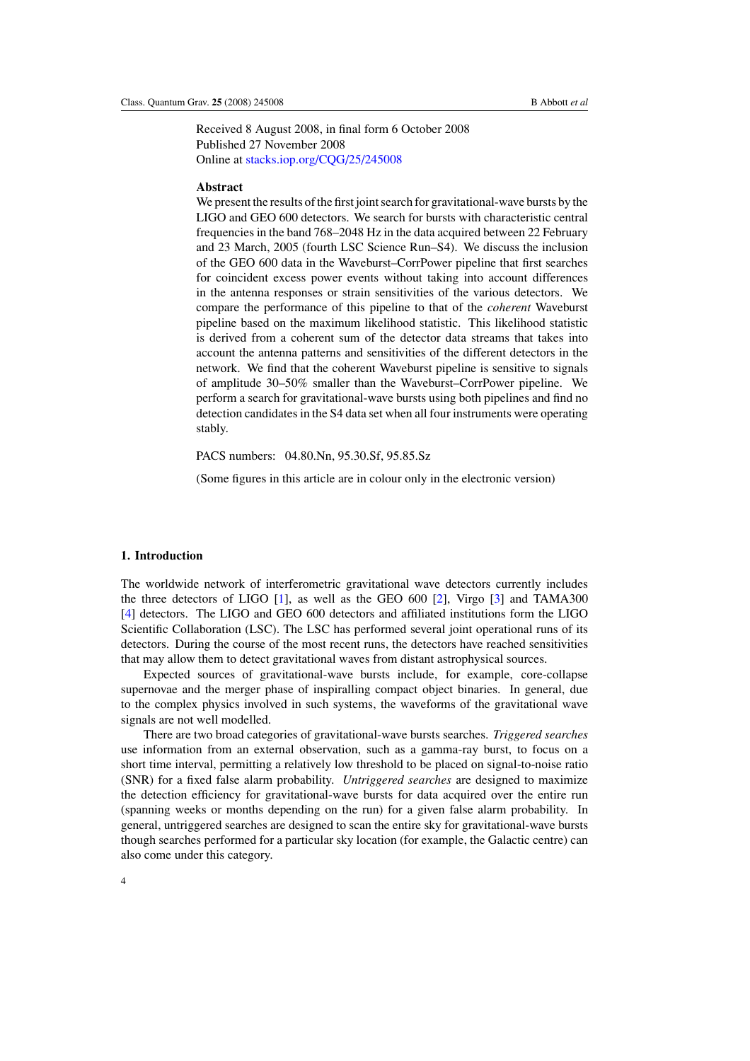Received 8 August 2008, in final form 6 October 2008
Published 27 November 2008
Online at stacks.iop.org/CQG/25/245008

**Abstract**

We present the results of the first joint search for gravitational-wave bursts by the LIGO and GEO 600 detectors. We search for bursts with characteristic central frequencies in the band 768–2048 Hz in the data acquired between 22 February and 23 March, 2005 (fourth LSC Science Run–S4). We discuss the inclusion of the GEO 600 data in the Waveburst–CorrPower pipeline that first searches for coincident excess power events without taking into account differences in the antenna responses or strain sensitivities of the various detectors. We compare the performance of this pipeline to that of the *coherent* Waveburst pipeline based on the maximum likelihood statistic. This likelihood statistic is derived from a coherent sum of the detector data streams that takes into account the antenna patterns and sensitivities of the different detectors in the network. We find that the coherent Waveburst pipeline is sensitive to signals of amplitude 30–50% smaller than the Waveburst–CorrPower pipeline. We perform a search for gravitational-wave bursts using both pipelines and find no detection candidates in the S4 data set when all four instruments were operating stably.

PACS numbers: 04.80.Nn, 95.30.Sf, 95.85.Sz

(Some figures in this article are in colour only in the electronic version)

## 1. Introduction

The worldwide network of interferometric gravitational wave detectors currently includes the three detectors of LIGO [1], as well as the GEO 600 [2], Virgo [3] and TAMA300 [4] detectors. The LIGO and GEO 600 detectors and affiliated institutions form the LIGO Scientific Collaboration (LSC). The LSC has performed several joint operational runs of its detectors. During the course of the most recent runs, the detectors have reached sensitivities that may allow them to detect gravitational waves from distant astrophysical sources.

Expected sources of gravitational-wave bursts include, for example, core-collapse supernovae and the merger phase of inspiralling compact object binaries. In general, due to the complex physics involved in such systems, the waveforms of the gravitational wave signals are not well modelled.

There are two broad categories of gravitational-wave bursts searches. *Triggered searches* use information from an external observation, such as a gamma-ray burst, to focus on a short time interval, permitting a relatively low threshold to be placed on signal-to-noise ratio (SNR) for a fixed false alarm probability. *Untriggered searches* are designed to maximize the detection efficiency for gravitational-wave bursts for data acquired over the entire run (spanning weeks or months depending on the run) for a given false alarm probability. In general, untriggered searches are designed to scan the entire sky for gravitational-wave bursts though searches performed for a particular sky location (for example, the Galactic centre) can also come under this category.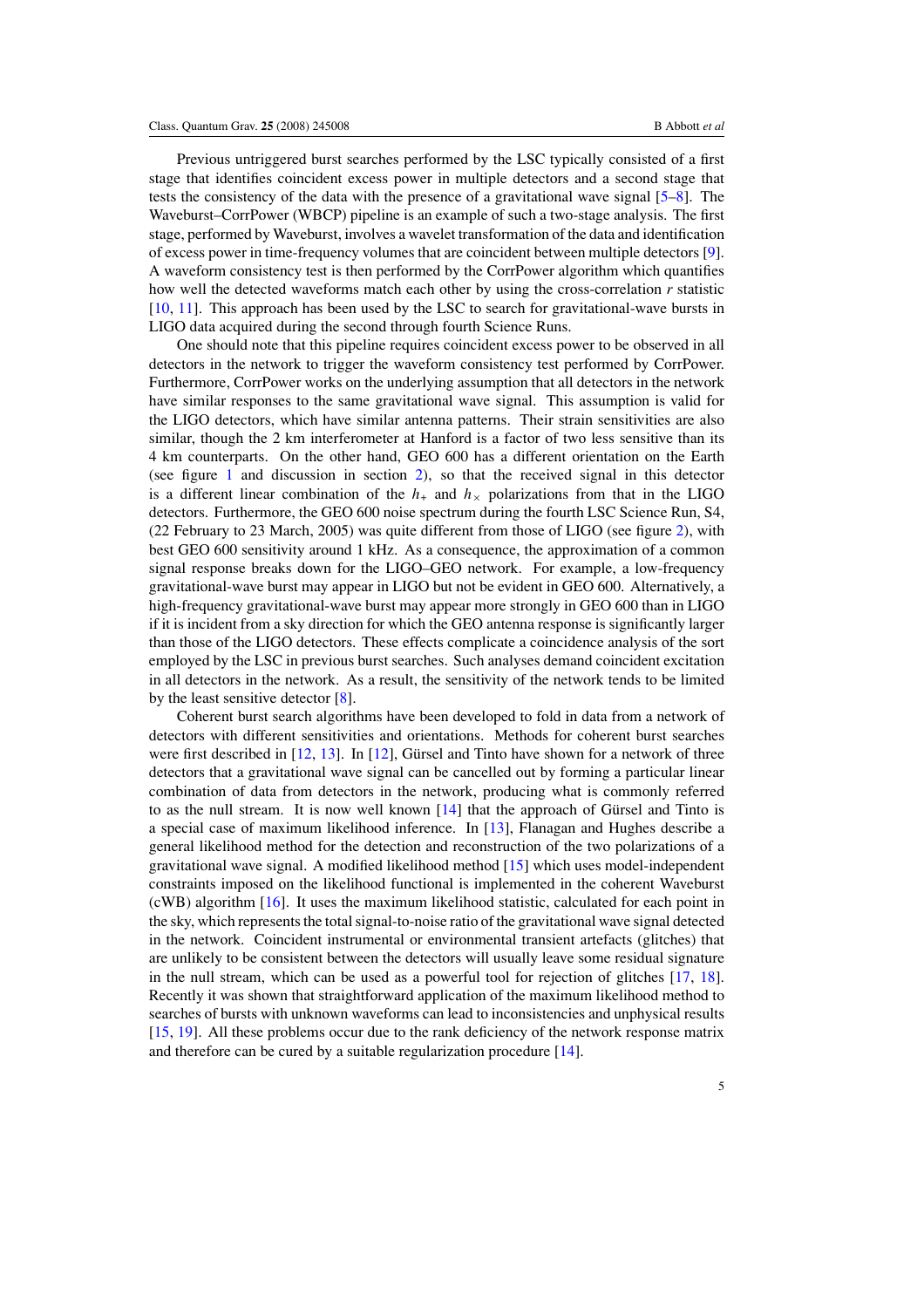Previous untriggered burst searches performed by the LSC typically consisted of a first stage that identifies coincident excess power in multiple detectors and a second stage that tests the consistency of the data with the presence of a gravitational wave signal [5–8]. The Waveburst–CorrPower (WBCP) pipeline is an example of such a two-stage analysis. The first stage, performed by Waveburst, involves a wavelet transformation of the data and identification of excess power in time-frequency volumes that are coincident between multiple detectors [9]. A waveform consistency test is then performed by the CorrPower algorithm which quantifies how well the detected waveforms match each other by using the cross-correlation $r$ statistic [10, 11]. This approach has been used by the LSC to search for gravitational-wave bursts in LIGO data acquired during the second through fourth Science Runs.

One should note that this pipeline requires coincident excess power to be observed in all detectors in the network to trigger the waveform consistency test performed by CorrPower. Furthermore, CorrPower works on the underlying assumption that all detectors in the network have similar responses to the same gravitational wave signal. This assumption is valid for the LIGO detectors, which have similar antenna patterns. Their strain sensitivities are also similar, though the 2 km interferometer at Hanford is a factor of two less sensitive than its 4 km counterparts. On the other hand, GEO 600 has a different orientation on the Earth (see figure 1 and discussion in section 2), so that the received signal in this detector is a different linear combination of the $h_+$ and $h_\times$ polarizations from that in the LIGO detectors. Furthermore, the GEO 600 noise spectrum during the fourth LSC Science Run, S4, (22 February to 23 March, 2005) was quite different from those of LIGO (see figure 2), with best GEO 600 sensitivity around 1 kHz. As a consequence, the approximation of a common signal response breaks down for the LIGO–GEO network. For example, a low-frequency gravitational-wave burst may appear in LIGO but not be evident in GEO 600. Alternatively, a high-frequency gravitational-wave burst may appear more strongly in GEO 600 than in LIGO if it is incident from a sky direction for which the GEO antenna response is significantly larger than those of the LIGO detectors. These effects complicate a coincidence analysis of the sort employed by the LSC in previous burst searches. Such analyses demand coincident excitation in all detectors in the network. As a result, the sensitivity of the network tends to be limited by the least sensitive detector [8].

Coherent burst search algorithms have been developed to fold in data from a network of detectors with different sensitivities and orientations. Methods for coherent burst searches were first described in [12, 13]. In [12], Gürsel and Tinto have shown for a network of three detectors that a gravitational wave signal can be cancelled out by forming a particular linear combination of data from detectors in the network, producing what is commonly referred to as the null stream. It is now well known [14] that the approach of Gürsel and Tinto is a special case of maximum likelihood inference. In [13], Flanagan and Hughes describe a general likelihood method for the detection and reconstruction of the two polarizations of a gravitational wave signal. A modified likelihood method [15] which uses model-independent constraints imposed on the likelihood functional is implemented in the coherent Waveburst (cWB) algorithm [16]. It uses the maximum likelihood statistic, calculated for each point in the sky, which represents the total signal-to-noise ratio of the gravitational wave signal detected in the network. Coincident instrumental or environmental transient artefacts (glitches) that are unlikely to be consistent between the detectors will usually leave some residual signature in the null stream, which can be used as a powerful tool for rejection of glitches [17, 18]. Recently it was shown that straightforward application of the maximum likelihood method to searches of bursts with unknown waveforms can lead to inconsistencies and unphysical results [15, 19]. All these problems occur due to the rank deficiency of the network response matrix and therefore can be cured by a suitable regularization procedure [14].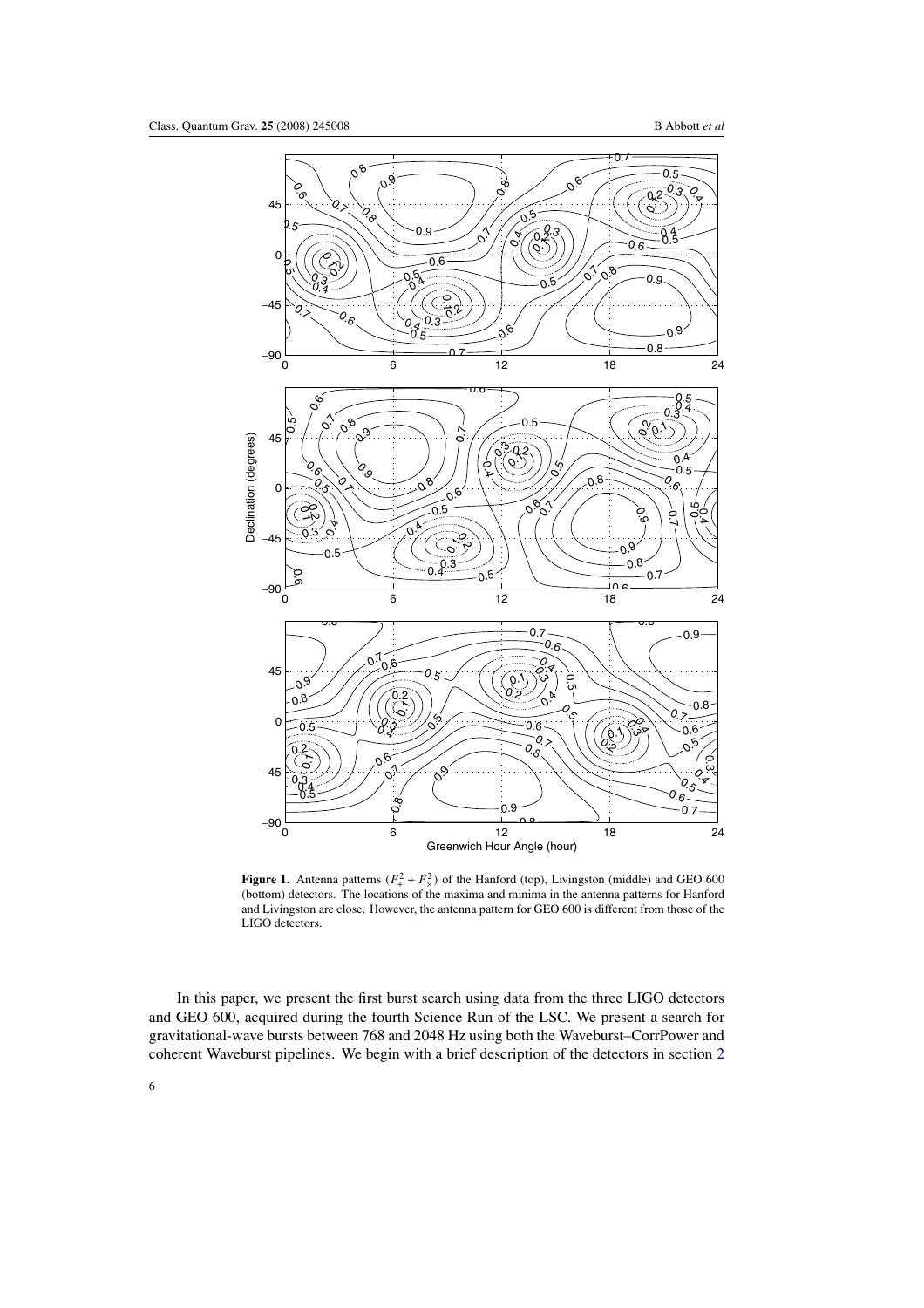**Figure 1.** Antenna patterns ($F_+^2 + F_\times^2$) of the Hanford (top), Livingston (middle) and GEO 600 (bottom) detectors. The locations of the maxima and minima in the antenna patterns for Hanford and Livingston are close. However, the antenna pattern for GEO 600 is different from those of the LIGO detectors.

In this paper, we present the first burst search using data from the three LIGO detectors and GEO 600, acquired during the fourth Science Run of the LSC. We present a search for gravitational-wave bursts between 768 and 2048 Hz using both the Waveburst–CorrPower and coherent Waveburst pipelines. We begin with a brief description of the detectors in section 2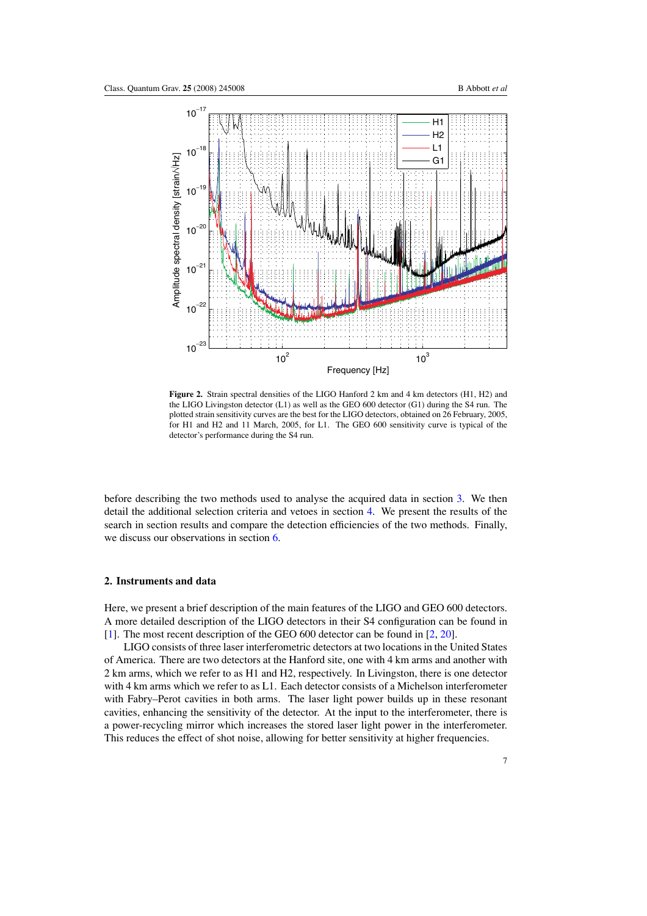**Figure 2.** Strain spectral densities of the LIGO Hanford 2 km and 4 km detectors (H1, H2) and the LIGO Livingston detector (L1) as well as the GEO 600 detector (G1) during the S4 run. The plotted strain sensitivity curves are the best for the LIGO detectors, obtained on 26 February, 2005, for H1 and H2 and 11 March, 2005, for L1. The GEO 600 sensitivity curve is typical of the detector's performance during the S4 run.

before describing the two methods used to analyse the acquired data in section 3. We then detail the additional selection criteria and vetoes in section 4. We present the results of the search in section results and compare the detection efficiencies of the two methods. Finally, we discuss our observations in section 6.

## 2. Instruments and data

Here, we present a brief description of the main features of the LIGO and GEO 600 detectors. A more detailed description of the LIGO detectors in their S4 configuration can be found in [1]. The most recent description of the GEO 600 detector can be found in [2, 20].

LIGO consists of three laser interferometric detectors at two locations in the United States of America. There are two detectors at the Hanford site, one with 4 km arms and another with 2 km arms, which we refer to as H1 and H2, respectively. In Livingston, there is one detector with 4 km arms which we refer to as L1. Each detector consists of a Michelson interferometer with Fabry–Perot cavities in both arms. The laser light power builds up in these resonant cavities, enhancing the sensitivity of the detector. At the input to the interferometer, there is a power-recycling mirror which increases the stored laser light power in the interferometer. This reduces the effect of shot noise, allowing for better sensitivity at higher frequencies.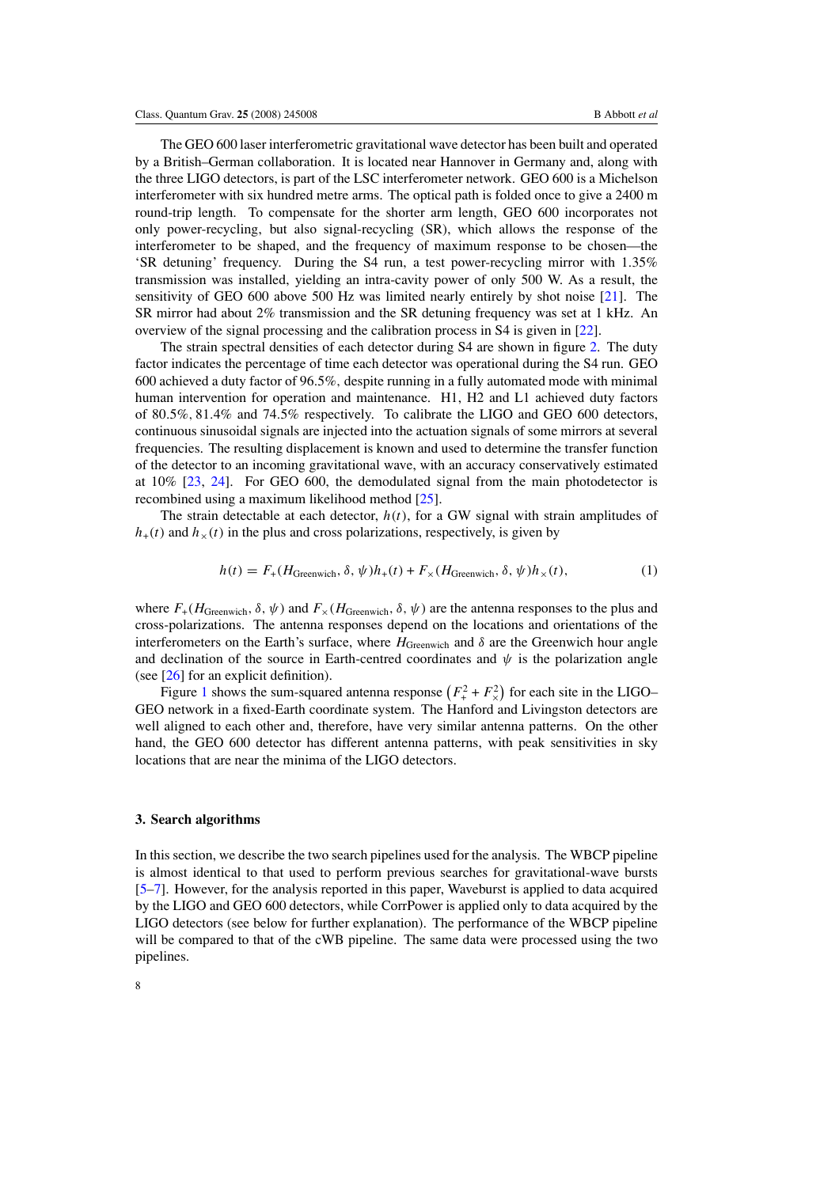The GEO 600 laser interferometric gravitational wave detector has been built and operated by a British–German collaboration. It is located near Hannover in Germany and, along with the three LIGO detectors, is part of the LSC interferometer network. GEO 600 is a Michelson interferometer with six hundred metre arms. The optical path is folded once to give a 2400 m round-trip length. To compensate for the shorter arm length, GEO 600 incorporates not only power-recycling, but also signal-recycling (SR), which allows the response of the interferometer to be shaped, and the frequency of maximum response to be chosen—the 'SR detuning' frequency. During the S4 run, a test power-recycling mirror with 1.35% transmission was installed, yielding an intra-cavity power of only 500 W. As a result, the sensitivity of GEO 600 above 500 Hz was limited nearly entirely by shot noise [21]. The SR mirror had about 2% transmission and the SR detuning frequency was set at 1 kHz. An overview of the signal processing and the calibration process in S4 is given in [22].

The strain spectral densities of each detector during S4 are shown in figure 2. The duty factor indicates the percentage of time each detector was operational during the S4 run. GEO 600 achieved a duty factor of 96.5%, despite running in a fully automated mode with minimal human intervention for operation and maintenance. H1, H2 and L1 achieved duty factors of 80.5%, 81.4% and 74.5% respectively. To calibrate the LIGO and GEO 600 detectors, continuous sinusoidal signals are injected into the actuation signals of some mirrors at several frequencies. The resulting displacement is known and used to determine the transfer function of the detector to an incoming gravitational wave, with an accuracy conservatively estimated at 10% [23, 24]. For GEO 600, the demodulated signal from the main photodetector is recombined using a maximum likelihood method [25].

The strain detectable at each detector, $h(t)$, for a GW signal with strain amplitudes of $h_+(t)$ and $h_\times(t)$ in the plus and cross polarizations, respectively, is given by

$$h(t) = F_+(H_{\text{Greenwich}}, \delta, \psi) h_+(t) + F_\times(H_{\text{Greenwich}}, \delta, \psi) h_\times(t), \tag{1}$$

where $F_+(H_{\text{Greenwich}}, \delta, \psi)$ and $F_\times(H_{\text{Greenwich}}, \delta, \psi)$ are the antenna responses to the plus and cross-polarizations. The antenna responses depend on the locations and orientations of the interferometers on the Earth's surface, where $H_{\text{Greenwich}}$ and $\delta$ are the Greenwich hour angle and declination of the source in Earth-centred coordinates and $\psi$ is the polarization angle (see [26] for an explicit definition).

Figure 1 shows the sum-squared antenna response $\left(F_+^2 + F_\times^2\right)$ for each site in the LIGO–GEO network in a fixed-Earth coordinate system. The Hanford and Livingston detectors are well aligned to each other and, therefore, have very similar antenna patterns. On the other hand, the GEO 600 detector has different antenna patterns, with peak sensitivities in sky locations that are near the minima of the LIGO detectors.

### 3. Search algorithms

In this section, we describe the two search pipelines used for the analysis. The WBCP pipeline is almost identical to that used to perform previous searches for gravitational-wave bursts [5–7]. However, for the analysis reported in this paper, Waveburst is applied to data acquired by the LIGO and GEO 600 detectors, while CorrPower is applied only to data acquired by the LIGO detectors (see below for further explanation). The performance of the WBCP pipeline will be compared to that of the cWB pipeline. The same data were processed using the two pipelines.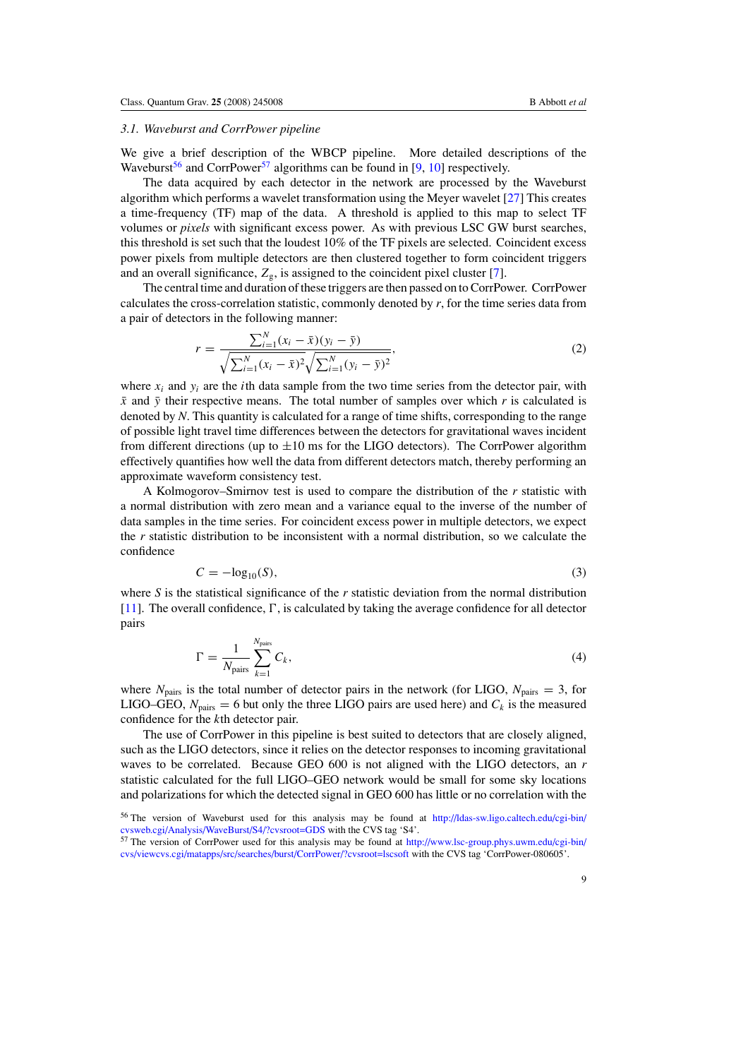### 3.1. Waveburst and CorrPower pipeline

We give a brief description of the WBCP pipeline. More detailed descriptions of the Waveburst[56] and CorrPower[57] algorithms can be found in [9, 10] respectively.

The data acquired by each detector in the network are processed by the Waveburst algorithm which performs a wavelet transformation using the Meyer wavelet [27] This creates a time-frequency (TF) map of the data. A threshold is applied to this map to select TF volumes or *pixels* with significant excess power. As with previous LSC GW burst searches, this threshold is set such that the loudest 10% of the TF pixels are selected. Coincident excess power pixels from multiple detectors are then clustered together to form coincident triggers and an overall significance, $Z_g$, is assigned to the coincident pixel cluster [7].

The central time and duration of these triggers are then passed on to CorrPower. CorrPower calculates the cross-correlation statistic, commonly denoted by $r$, for the time series data from a pair of detectors in the following manner:

$$r = \frac{\sum_{i=1}^{N}(x_i - \bar{x})(y_i - \bar{y})}{\sqrt{\sum_{i=1}^{N}(x_i - \bar{x})^2}\sqrt{\sum_{i=1}^{N}(y_i - \bar{y})^2}}, \tag{2}$$

where $x_i$ and $y_i$ are the $i$th data sample from the two time series from the detector pair, with $\bar{x}$ and $\bar{y}$ their respective means. The total number of samples over which $r$ is calculated is denoted by $N$. This quantity is calculated for a range of time shifts, corresponding to the range of possible light travel time differences between the detectors for gravitational waves incident from different directions (up to $\pm 10$ ms for the LIGO detectors). The CorrPower algorithm effectively quantifies how well the data from different detectors match, thereby performing an approximate waveform consistency test.

A Kolmogorov–Smirnov test is used to compare the distribution of the $r$ statistic with a normal distribution with zero mean and a variance equal to the inverse of the number of data samples in the time series. For coincident excess power in multiple detectors, we expect the $r$ statistic distribution to be inconsistent with a normal distribution, so we calculate the confidence

$$C = -\log_{10}(S), \tag{3}$$

where $S$ is the statistical significance of the $r$ statistic deviation from the normal distribution [11]. The overall confidence, $\Gamma$, is calculated by taking the average confidence for all detector pairs

$$\Gamma = \frac{1}{N_{\text{pairs}}} \sum_{k=1}^{N_{\text{pairs}}} C_k, \tag{4}$$

where $N_{\text{pairs}}$ is the total number of detector pairs in the network (for LIGO, $N_{\text{pairs}} = 3$, for LIGO–GEO, $N_{\text{pairs}} = 6$ but only the three LIGO pairs are used here) and $C_k$ is the measured confidence for the $k$th detector pair.

The use of CorrPower in this pipeline is best suited to detectors that are closely aligned, such as the LIGO detectors, since it relies on the detector responses to incoming gravitational waves to be correlated. Because GEO 600 is not aligned with the LIGO detectors, an $r$ statistic calculated for the full LIGO–GEO network would be small for some sky locations and polarizations for which the detected signal in GEO 600 has little or no correlation with the

[56] The version of Waveburst used for this analysis may be found at http://ldas-sw.ligo.caltech.edu/cgi-bin/cvsweb.cgi/Analysis/WaveBurst/S4/?cvsroot=GDS with the CVS tag 'S4'.

[57] The version of CorrPower used for this analysis may be found at http://www.lsc-group.phys.uwm.edu/cgi-bin/cvs/viewcvs.cgi/matapps/src/searches/burst/CorrPower/?cvsroot=lscsoft with the CVS tag 'CorrPower-080605'.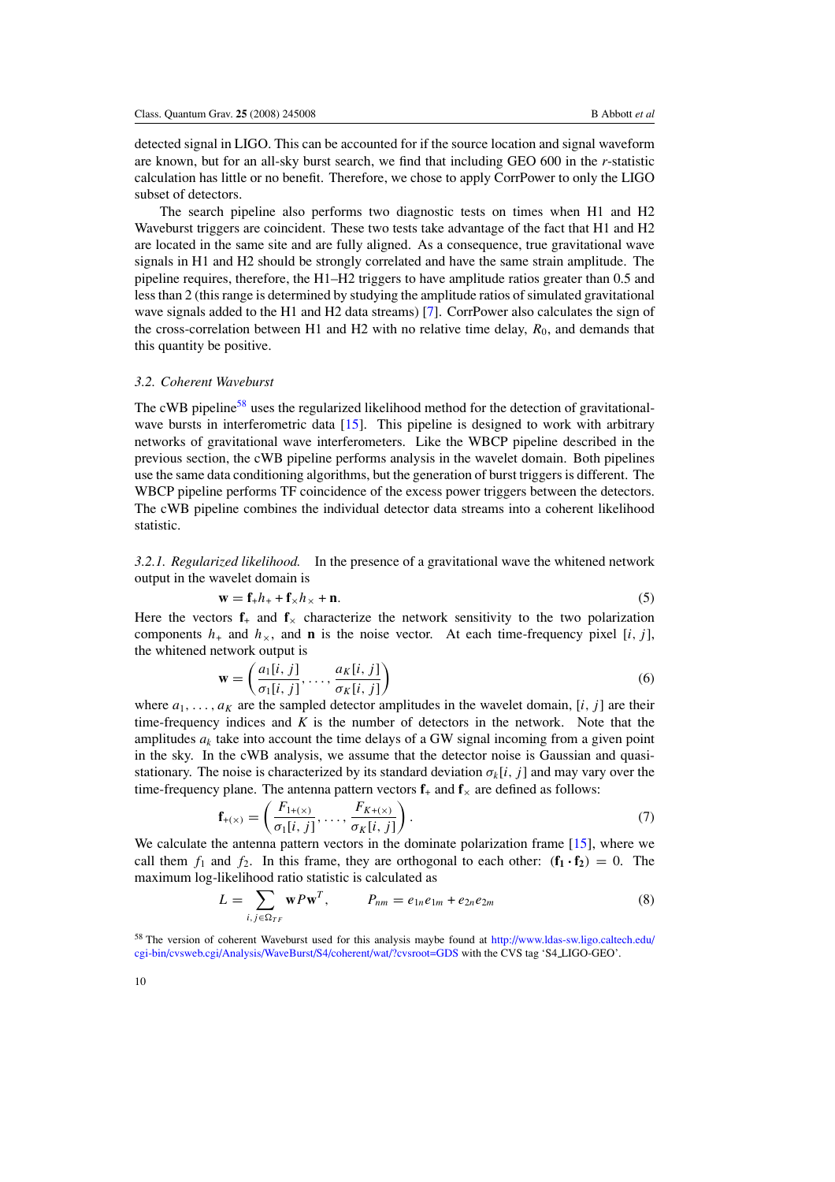detected signal in LIGO. This can be accounted for if the source location and signal waveform are known, but for an all-sky burst search, we find that including GEO 600 in the $r$-statistic calculation has little or no benefit. Therefore, we chose to apply CorrPower to only the LIGO subset of detectors.

The search pipeline also performs two diagnostic tests on times when H1 and H2 Waveburst triggers are coincident. These two tests take advantage of the fact that H1 and H2 are located in the same site and are fully aligned. As a consequence, true gravitational wave signals in H1 and H2 should be strongly correlated and have the same strain amplitude. The pipeline requires, therefore, the H1–H2 triggers to have amplitude ratios greater than 0.5 and less than 2 (this range is determined by studying the amplitude ratios of simulated gravitational wave signals added to the H1 and H2 data streams) [7]. CorrPower also calculates the sign of the cross-correlation between H1 and H2 with no relative time delay, $R_0$, and demands that this quantity be positive.

### 3.2. Coherent Waveburst

The cWB pipeline[58] uses the regularized likelihood method for the detection of gravitational-wave bursts in interferometric data [15]. This pipeline is designed to work with arbitrary networks of gravitational wave interferometers. Like the WBCP pipeline described in the previous section, the cWB pipeline performs analysis in the wavelet domain. Both pipelines use the same data conditioning algorithms, but the generation of burst triggers is different. The WBCP pipeline performs TF coincidence of the excess power triggers between the detectors. The cWB pipeline combines the individual detector data streams into a coherent likelihood statistic.

*3.2.1. Regularized likelihood.* In the presence of a gravitational wave the whitened network output in the wavelet domain is

$$\mathbf{w} = \mathbf{f}_{+}h_{+} + \mathbf{f}_{\times}h_{\times} + \mathbf{n}. \tag{5}$$

Here the vectors $\mathbf{f}_{+}$ and $\mathbf{f}_{\times}$ characterize the network sensitivity to the two polarization components $h_{+}$ and $h_{\times}$, and $\mathbf{n}$ is the noise vector. At each time-frequency pixel $[i, j]$, the whitened network output is

$$\mathbf{w} = \left(\frac{a_1[i, j]}{\sigma_1[i, j]}, \ldots, \frac{a_K[i, j]}{\sigma_K[i, j]}\right) \tag{6}$$

where $a_1, \ldots, a_K$ are the sampled detector amplitudes in the wavelet domain, $[i, j]$ are their time-frequency indices and $K$ is the number of detectors in the network. Note that the amplitudes $a_k$ take into account the time delays of a GW signal incoming from a given point in the sky. In the cWB analysis, we assume that the detector noise is Gaussian and quasi-stationary. The noise is characterized by its standard deviation $\sigma_k[i, j]$ and may vary over the time-frequency plane. The antenna pattern vectors $\mathbf{f}_{+}$ and $\mathbf{f}_{\times}$ are defined as follows:

$$\mathbf{f}_{+(\times)} = \left(\frac{F_{1+(\times)}}{\sigma_1[i, j]}, \ldots, \frac{F_{K+(\times)}}{\sigma_K[i, j]}\right). \tag{7}$$

We calculate the antenna pattern vectors in the dominate polarization frame [15], where we call them $f_1$ and $f_2$. In this frame, they are orthogonal to each other: $(\mathbf{f_1} \cdot \mathbf{f_2}) = 0$. The maximum log-likelihood ratio statistic is calculated as

$$L = \sum_{i,j \in \Omega_{TF}} \mathbf{w} P \mathbf{w}^{T}, \qquad P_{nm} = e_{1n}e_{1m} + e_{2n}e_{2m} \tag{8}$$

[58] The version of coherent Waveburst used for this analysis maybe found at http://www.ldas-sw.ligo.caltech.edu/cgi-bin/cvsweb.cgi/Analysis/WaveBurst/S4/coherent/wat/?cvsroot=GDS with the CVS tag 'S4_LIGO-GEO'.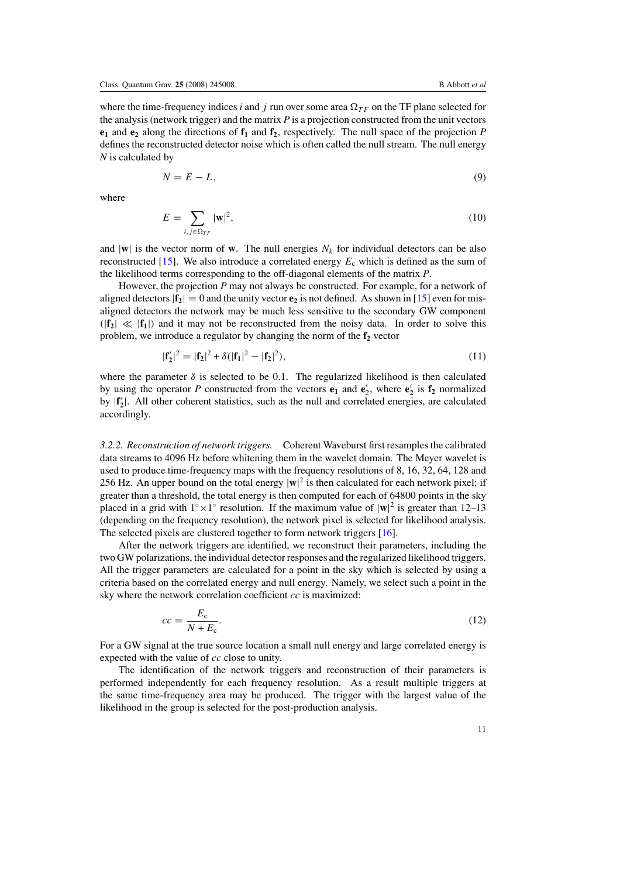where the time-frequency indices $i$ and $j$ run over some area $\Omega_{TF}$ on the TF plane selected for the analysis (network trigger) and the matrix $P$ is a projection constructed from the unit vectors $\mathbf{e_1}$ and $\mathbf{e_2}$ along the directions of $\mathbf{f_1}$ and $\mathbf{f_2}$, respectively. The null space of the projection $P$ defines the reconstructed detector noise which is often called the null stream. The null energy $N$ is calculated by

$$N = E - L, \tag{9}$$

where

$$E = \sum_{i,j \in \Omega_{TF}} |\mathbf{w}|^2, \tag{10}$$

and $|\mathbf{w}|$ is the vector norm of $\mathbf{w}$. The null energies $N_k$ for individual detectors can be also reconstructed [15]. We also introduce a correlated energy $E_c$ which is defined as the sum of the likelihood terms corresponding to the off-diagonal elements of the matrix $P$.

However, the projection $P$ may not always be constructed. For example, for a network of aligned detectors $|\mathbf{f_2}| = 0$ and the unity vector $\mathbf{e_2}$ is not defined. As shown in [15] even for misaligned detectors the network may be much less sensitive to the secondary GW component ($|\mathbf{f_2}| \ll |\mathbf{f_1}|$) and it may not be reconstructed from the noisy data. In order to solve this problem, we introduce a regulator by changing the norm of the $\mathbf{f_2}$ vector

$$|\mathbf{f_2'}|^2 = |\mathbf{f_2}|^2 + \delta(|\mathbf{f_1}|^2 - |\mathbf{f_2}|^2), \tag{11}$$

where the parameter $\delta$ is selected to be 0.1. The regularized likelihood is then calculated by using the operator $P$ constructed from the vectors $\mathbf{e_1}$ and $\mathbf{e_2'}$, where $\mathbf{e_2'}$ is $\mathbf{f_2}$ normalized by $|\mathbf{f_2'}|$. All other coherent statistics, such as the null and correlated energies, are calculated accordingly.

*3.2.2. Reconstruction of network triggers.* Coherent Waveburst first resamples the calibrated data streams to 4096 Hz before whitening them in the wavelet domain. The Meyer wavelet is used to produce time-frequency maps with the frequency resolutions of 8, 16, 32, 64, 128 and 256 Hz. An upper bound on the total energy $|\mathbf{w}|^2$ is then calculated for each network pixel; if greater than a threshold, the total energy is then computed for each of 64800 points in the sky placed in a grid with $1^\circ \times 1^\circ$ resolution. If the maximum value of $|\mathbf{w}|^2$ is greater than 12–13 (depending on the frequency resolution), the network pixel is selected for likelihood analysis. The selected pixels are clustered together to form network triggers [16].

After the network triggers are identified, we reconstruct their parameters, including the two GW polarizations, the individual detector responses and the regularized likelihood triggers. All the trigger parameters are calculated for a point in the sky which is selected by using a criteria based on the correlated energy and null energy. Namely, we select such a point in the sky where the network correlation coefficient $cc$ is maximized:

$$cc = \frac{E_c}{N + E_c}. \tag{12}$$

For a GW signal at the true source location a small null energy and large correlated energy is expected with the value of $cc$ close to unity.

The identification of the network triggers and reconstruction of their parameters is performed independently for each frequency resolution. As a result multiple triggers at the same time-frequency area may be produced. The trigger with the largest value of the likelihood in the group is selected for the post-production analysis.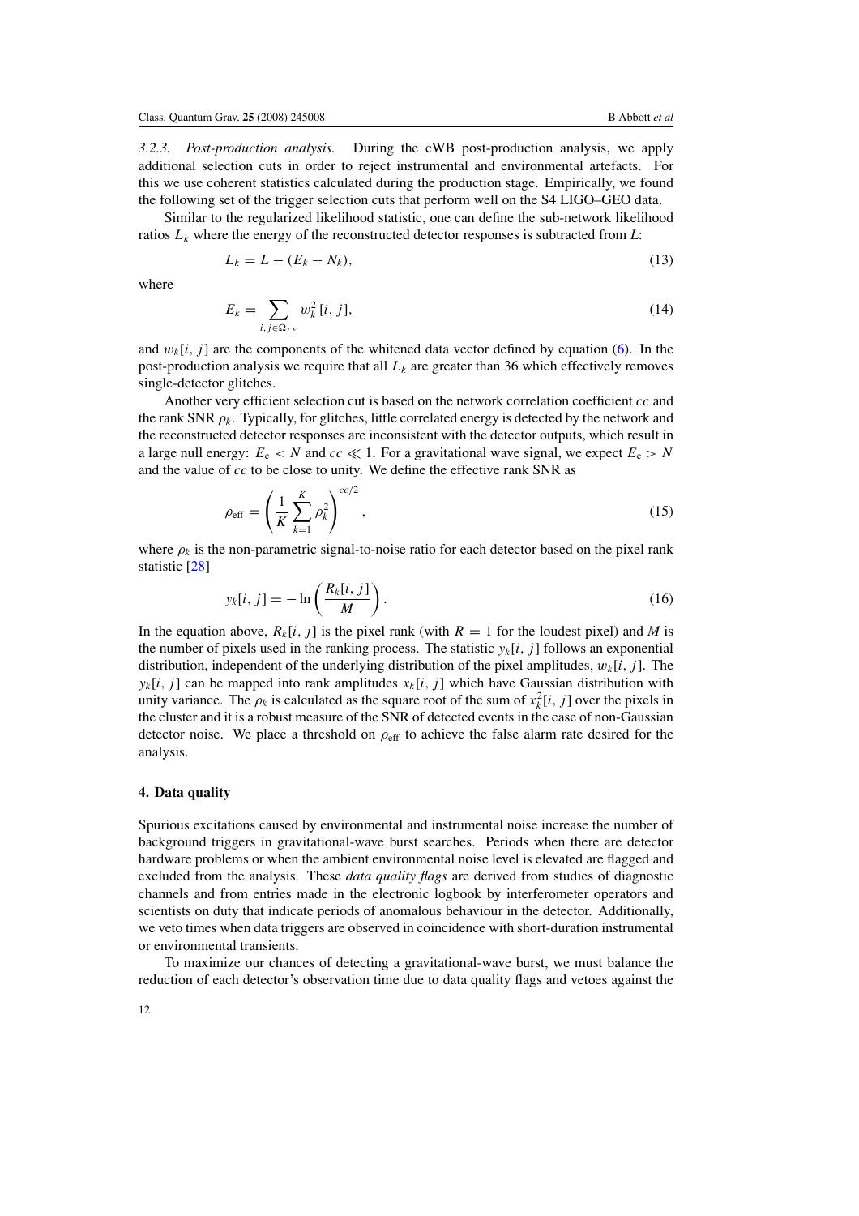*3.2.3. Post-production analysis.* During the cWB post-production analysis, we apply additional selection cuts in order to reject instrumental and environmental artefacts. For this we use coherent statistics calculated during the production stage. Empirically, we found the following set of the trigger selection cuts that perform well on the S4 LIGO–GEO data.

Similar to the regularized likelihood statistic, one can define the sub-network likelihood ratios $L_k$ where the energy of the reconstructed detector responses is subtracted from $L$:

$$L_k = L - (E_k - N_k), \tag{13}$$

where

$$E_k = \sum_{i,j \in \Omega_{TF}} w_k^2[i, j], \tag{14}$$

and $w_k[i, j]$ are the components of the whitened data vector defined by equation (6). In the post-production analysis we require that all $L_k$ are greater than 36 which effectively removes single-detector glitches.

Another very efficient selection cut is based on the network correlation coefficient $cc$ and the rank SNR $\rho_k$. Typically, for glitches, little correlated energy is detected by the network and the reconstructed detector responses are inconsistent with the detector outputs, which result in a large null energy: $E_c < N$ and $cc \ll 1$. For a gravitational wave signal, we expect $E_c > N$ and the value of $cc$ to be close to unity. We define the effective rank SNR as

$$\rho_{\text{eff}} = \left( \frac{1}{K} \sum_{k=1}^{K} \rho_k^2 \right)^{cc/2}, \tag{15}$$

where $\rho_k$ is the non-parametric signal-to-noise ratio for each detector based on the pixel rank statistic [28]

$$y_k[i, j] = -\ln\left(\frac{R_k[i, j]}{M}\right). \tag{16}$$

In the equation above, $R_k[i, j]$ is the pixel rank (with $R = 1$ for the loudest pixel) and $M$ is the number of pixels used in the ranking process. The statistic $y_k[i, j]$ follows an exponential distribution, independent of the underlying distribution of the pixel amplitudes, $w_k[i, j]$. The $y_k[i, j]$ can be mapped into rank amplitudes $x_k[i, j]$ which have Gaussian distribution with unity variance. The $\rho_k$ is calculated as the square root of the sum of $x_k^2[i, j]$ over the pixels in the cluster and it is a robust measure of the SNR of detected events in the case of non-Gaussian detector noise. We place a threshold on $\rho_{\text{eff}}$ to achieve the false alarm rate desired for the analysis.

## 4. Data quality

Spurious excitations caused by environmental and instrumental noise increase the number of background triggers in gravitational-wave burst searches. Periods when there are detector hardware problems or when the ambient environmental noise level is elevated are flagged and excluded from the analysis. These *data quality flags* are derived from studies of diagnostic channels and from entries made in the electronic logbook by interferometer operators and scientists on duty that indicate periods of anomalous behaviour in the detector. Additionally, we veto times when data triggers are observed in coincidence with short-duration instrumental or environmental transients.

To maximize our chances of detecting a gravitational-wave burst, we must balance the reduction of each detector's observation time due to data quality flags and vetoes against the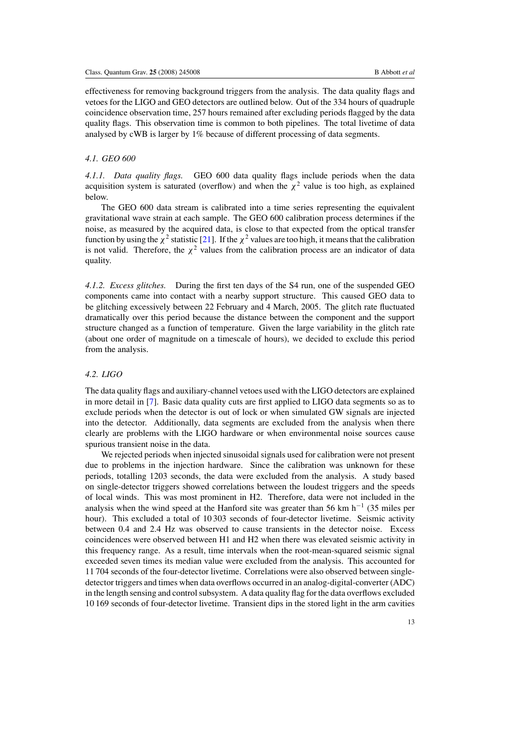effectiveness for removing background triggers from the analysis. The data quality flags and vetoes for the LIGO and GEO detectors are outlined below. Out of the 334 hours of quadruple coincidence observation time, 257 hours remained after excluding periods flagged by the data quality flags. This observation time is common to both pipelines. The total livetime of data analysed by cWB is larger by 1% because of different processing of data segments.

### 4.1. GEO 600

*4.1.1. Data quality flags.* GEO 600 data quality flags include periods when the data acquisition system is saturated (overflow) and when the $\chi^2$ value is too high, as explained below.

The GEO 600 data stream is calibrated into a time series representing the equivalent gravitational wave strain at each sample. The GEO 600 calibration process determines if the noise, as measured by the acquired data, is close to that expected from the optical transfer function by using the $\chi^2$ statistic [21]. If the $\chi^2$ values are too high, it means that the calibration is not valid. Therefore, the $\chi^2$ values from the calibration process are an indicator of data quality.

*4.1.2. Excess glitches.* During the first ten days of the S4 run, one of the suspended GEO components came into contact with a nearby support structure. This caused GEO data to be glitching excessively between 22 February and 4 March, 2005. The glitch rate fluctuated dramatically over this period because the distance between the component and the support structure changed as a function of temperature. Given the large variability in the glitch rate (about one order of magnitude on a timescale of hours), we decided to exclude this period from the analysis.

### 4.2. LIGO

The data quality flags and auxiliary-channel vetoes used with the LIGO detectors are explained in more detail in [7]. Basic data quality cuts are first applied to LIGO data segments so as to exclude periods when the detector is out of lock or when simulated GW signals are injected into the detector. Additionally, data segments are excluded from the analysis when there clearly are problems with the LIGO hardware or when environmental noise sources cause spurious transient noise in the data.

We rejected periods when injected sinusoidal signals used for calibration were not present due to problems in the injection hardware. Since the calibration was unknown for these periods, totalling 1203 seconds, the data were excluded from the analysis. A study based on single-detector triggers showed correlations between the loudest triggers and the speeds of local winds. This was most prominent in H2. Therefore, data were not included in the analysis when the wind speed at the Hanford site was greater than 56 km $h^{-1}$ (35 miles per hour). This excluded a total of 10 303 seconds of four-detector livetime. Seismic activity between 0.4 and 2.4 Hz was observed to cause transients in the detector noise. Excess coincidences were observed between H1 and H2 when there was elevated seismic activity in this frequency range. As a result, time intervals when the root-mean-squared seismic signal exceeded seven times its median value were excluded from the analysis. This accounted for 11 704 seconds of the four-detector livetime. Correlations were also observed between single-detector triggers and times when data overflows occurred in an analog-digital-converter (ADC) in the length sensing and control subsystem. A data quality flag for the data overflows excluded 10 169 seconds of four-detector livetime. Transient dips in the stored light in the arm cavities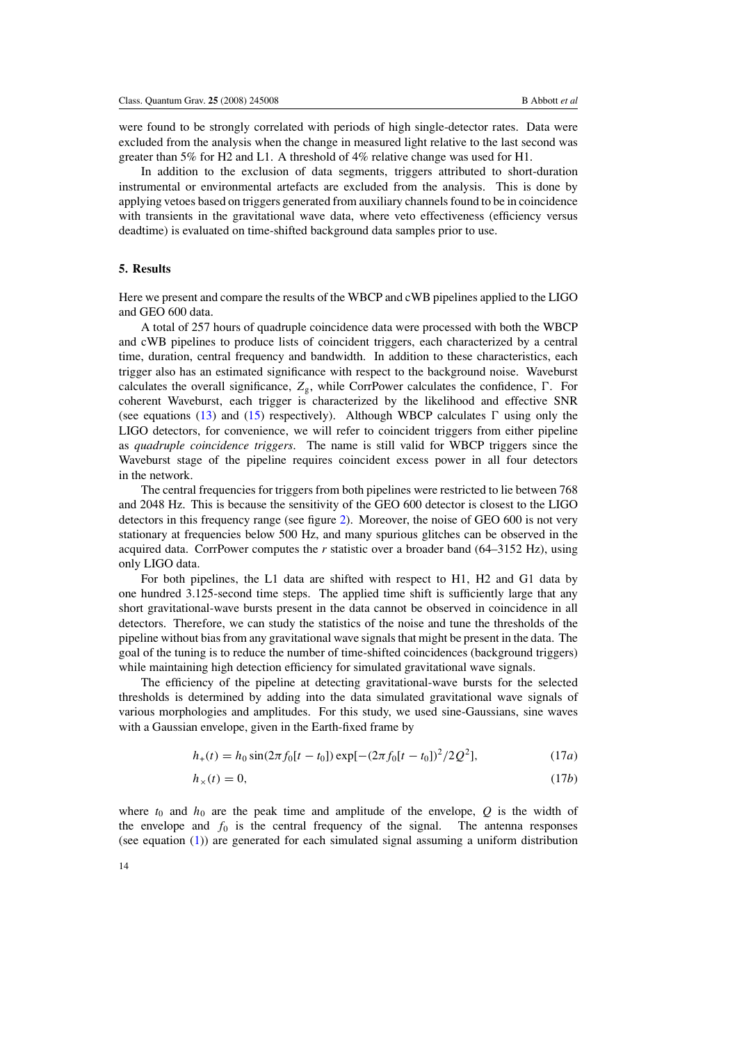were found to be strongly correlated with periods of high single-detector rates. Data were excluded from the analysis when the change in measured light relative to the last second was greater than 5% for H2 and L1. A threshold of 4% relative change was used for H1.

In addition to the exclusion of data segments, triggers attributed to short-duration instrumental or environmental artefacts are excluded from the analysis. This is done by applying vetoes based on triggers generated from auxiliary channels found to be in coincidence with transients in the gravitational wave data, where veto effectiveness (efficiency versus deadtime) is evaluated on time-shifted background data samples prior to use.

## 5. Results

Here we present and compare the results of the WBCP and cWB pipelines applied to the LIGO and GEO 600 data.

A total of 257 hours of quadruple coincidence data were processed with both the WBCP and cWB pipelines to produce lists of coincident triggers, each characterized by a central time, duration, central frequency and bandwidth. In addition to these characteristics, each trigger also has an estimated significance with respect to the background noise. Waveburst calculates the overall significance, $Z_g$, while CorrPower calculates the confidence, $\Gamma$. For coherent Waveburst, each trigger is characterized by the likelihood and effective SNR (see equations (13) and (15) respectively). Although WBCP calculates $\Gamma$ using only the LIGO detectors, for convenience, we will refer to coincident triggers from either pipeline as *quadruple coincidence triggers*. The name is still valid for WBCP triggers since the Waveburst stage of the pipeline requires coincident excess power in all four detectors in the network.

The central frequencies for triggers from both pipelines were restricted to lie between 768 and 2048 Hz. This is because the sensitivity of the GEO 600 detector is closest to the LIGO detectors in this frequency range (see figure 2). Moreover, the noise of GEO 600 is not very stationary at frequencies below 500 Hz, and many spurious glitches can be observed in the acquired data. CorrPower computes the $r$ statistic over a broader band (64–3152 Hz), using only LIGO data.

For both pipelines, the L1 data are shifted with respect to H1, H2 and G1 data by one hundred 3.125-second time steps. The applied time shift is sufficiently large that any short gravitational-wave bursts present in the data cannot be observed in coincidence in all detectors. Therefore, we can study the statistics of the noise and tune the thresholds of the pipeline without bias from any gravitational wave signals that might be present in the data. The goal of the tuning is to reduce the number of time-shifted coincidences (background triggers) while maintaining high detection efficiency for simulated gravitational wave signals.

The efficiency of the pipeline at detecting gravitational-wave bursts for the selected thresholds is determined by adding into the data simulated gravitational wave signals of various morphologies and amplitudes. For this study, we used sine-Gaussians, sine waves with a Gaussian envelope, given in the Earth-fixed frame by

$$h_+(t) = h_0 \sin(2\pi f_0[t - t_0]) \exp[-(2\pi f_0[t - t_0])^2/2Q^2], \tag{17a}$$

$$h_\times(t) = 0, \tag{17b}$$

where $t_0$ and $h_0$ are the peak time and amplitude of the envelope, $Q$ is the width of the envelope and $f_0$ is the central frequency of the signal. The antenna responses (see equation (1)) are generated for each simulated signal assuming a uniform distribution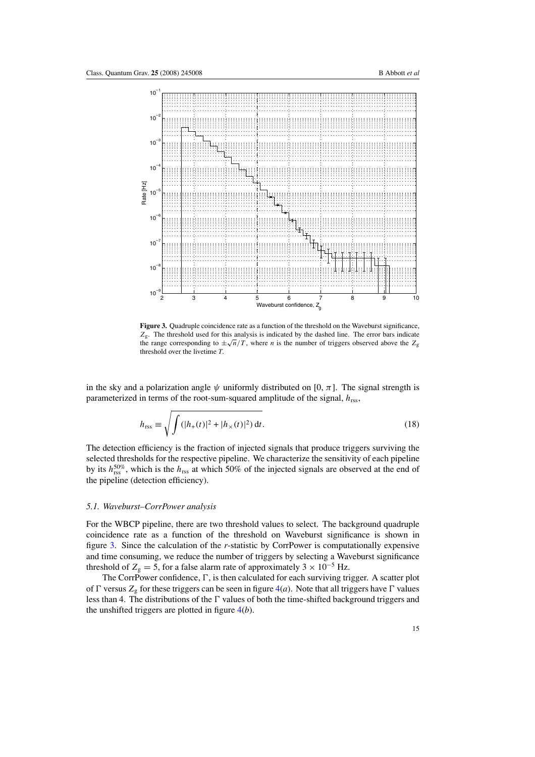**Figure 3.** Quadruple coincidence rate as a function of the threshold on the Waveburst significance, $Z_g$. The threshold used for this analysis is indicated by the dashed line. The error bars indicate the range corresponding to $\pm\sqrt{n}/T$, where $n$ is the number of triggers observed above the $Z_g$ threshold over the livetime $T$.

in the sky and a polarization angle $\psi$ uniformly distributed on $[0, \pi]$. The signal strength is parameterized in terms of the root-sum-squared amplitude of the signal, $h_{rss}$,

$$h_{rss} \equiv \sqrt{\int (|h_+(t)|^2 + |h_\times(t)|^2)\, dt}. \tag{18}$$

The detection efficiency is the fraction of injected signals that produce triggers surviving the selected thresholds for the respective pipeline. We characterize the sensitivity of each pipeline by its $h_{rss}^{50\%}$, which is the $h_{rss}$ at which 50% of the injected signals are observed at the end of the pipeline (detection efficiency).

### *5.1. Waveburst–CorrPower analysis*

For the WBCP pipeline, there are two threshold values to select. The background quadruple coincidence rate as a function of the threshold on Waveburst significance is shown in figure 3. Since the calculation of the $r$-statistic by CorrPower is computationally expensive and time consuming, we reduce the number of triggers by selecting a Waveburst significance threshold of $Z_g = 5$, for a false alarm rate of approximately $3 \times 10^{-5}$ Hz.

The CorrPower confidence, $\Gamma$, is then calculated for each surviving trigger. A scatter plot of $\Gamma$ versus $Z_g$ for these triggers can be seen in figure 4(*a*). Note that all triggers have $\Gamma$ values less than 4. The distributions of the $\Gamma$ values of both the time-shifted background triggers and the unshifted triggers are plotted in figure 4(*b*).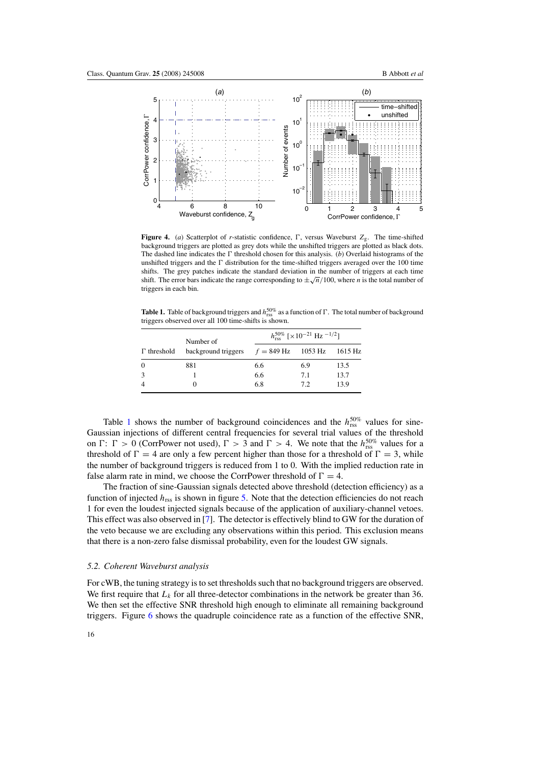**Figure 4.** (*a*) Scatterplot of *r*-statistic confidence, $\Gamma$, versus Waveburst $Z_g$. The time-shifted background triggers are plotted as grey dots while the unshifted triggers are plotted as black dots. The dashed line indicates the $\Gamma$ threshold chosen for this analysis. (*b*) Overlaid histograms of the unshifted triggers and the $\Gamma$ distribution for the time-shifted triggers averaged over the 100 time shifts. The grey patches indicate the standard deviation in the number of triggers at each time shift. The error bars indicate the range corresponding to $\pm\sqrt{n}/100$, where $n$ is the total number of triggers in each bin.

**Table 1.** Table of background triggers and $h_{\rm rss}^{50\%}$ as a function of $\Gamma$. The total number of background triggers observed over all 100 time-shifts is shown.

| $\Gamma$ threshold | Number of background triggers | $h_{\rm rss}^{50\%}$ [$\times 10^{-21}$ Hz $^{-1/2}$] | | |
|---|---|---|---|---|
| | | $f = 849$ Hz | 1053 Hz | 1615 Hz |
| 0 | 881 | 6.6 | 6.9 | 13.5 |
| 3 | 1 | 6.6 | 7.1 | 13.7 |
| 4 | 0 | 6.8 | 7.2 | 13.9 |

Table 1 shows the number of background coincidences and the $h_{\rm rss}^{50\%}$ values for sine-Gaussian injections of different central frequencies for several trial values of the threshold on $\Gamma$: $\Gamma > 0$ (CorrPower not used), $\Gamma > 3$ and $\Gamma > 4$. We note that the $h_{\rm rss}^{50\%}$ values for a threshold of $\Gamma = 4$ are only a few percent higher than those for a threshold of $\Gamma = 3$, while the number of background triggers is reduced from 1 to 0. With the implied reduction rate in false alarm rate in mind, we choose the CorrPower threshold of $\Gamma = 4$.

The fraction of sine-Gaussian signals detected above threshold (detection efficiency) as a function of injected $h_{\rm rss}$ is shown in figure 5. Note that the detection efficiencies do not reach 1 for even the loudest injected signals because of the application of auxiliary-channel vetoes. This effect was also observed in [7]. The detector is effectively blind to GW for the duration of the veto because we are excluding any observations within this period. This exclusion means that there is a non-zero false dismissal probability, even for the loudest GW signals.

### 5.2. Coherent Waveburst analysis

For cWB, the tuning strategy is to set thresholds such that no background triggers are observed. We first require that $L_k$ for all three-detector combinations in the network be greater than 36. We then set the effective SNR threshold high enough to eliminate all remaining background triggers. Figure 6 shows the quadruple coincidence rate as a function of the effective SNR,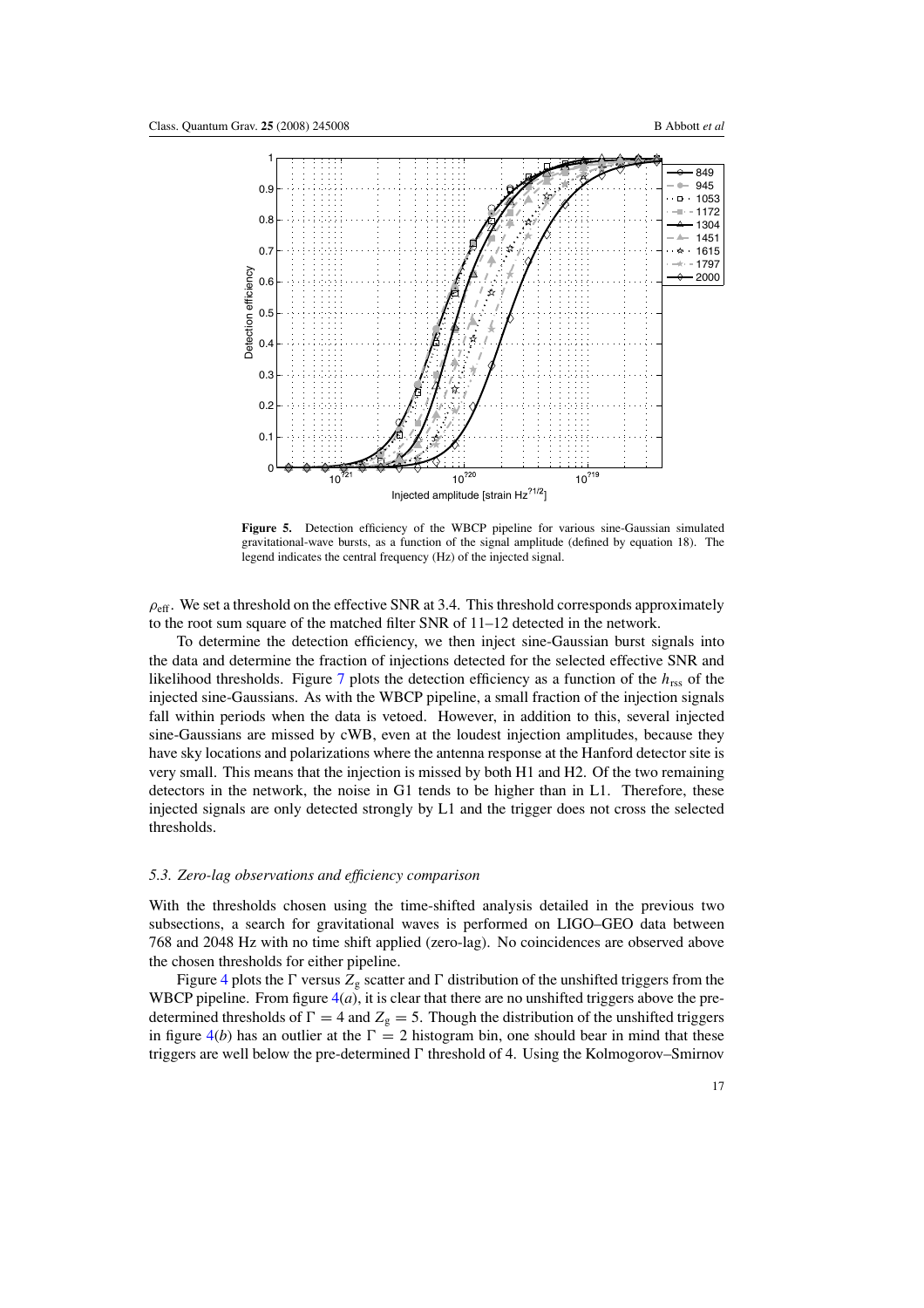**Figure 5.** Detection efficiency of the WBCP pipeline for various sine-Gaussian simulated gravitational-wave bursts, as a function of the signal amplitude (defined by equation 18). The legend indicates the central frequency (Hz) of the injected signal.

$\rho_{\text{eff}}$. We set a threshold on the effective SNR at 3.4. This threshold corresponds approximately to the root sum square of the matched filter SNR of 11–12 detected in the network.

To determine the detection efficiency, we then inject sine-Gaussian burst signals into the data and determine the fraction of injections detected for the selected effective SNR and likelihood thresholds. Figure 7 plots the detection efficiency as a function of the $h_{\text{rss}}$ of the injected sine-Gaussians. As with the WBCP pipeline, a small fraction of the injection signals fall within periods when the data is vetoed. However, in addition to this, several injected sine-Gaussians are missed by cWB, even at the loudest injection amplitudes, because they have sky locations and polarizations where the antenna response at the Hanford detector site is very small. This means that the injection is missed by both H1 and H2. Of the two remaining detectors in the network, the noise in G1 tends to be higher than in L1. Therefore, these injected signals are only detected strongly by L1 and the trigger does not cross the selected thresholds.

### *5.3. Zero-lag observations and efficiency comparison*

With the thresholds chosen using the time-shifted analysis detailed in the previous two subsections, a search for gravitational waves is performed on LIGO–GEO data between 768 and 2048 Hz with no time shift applied (zero-lag). No coincidences are observed above the chosen thresholds for either pipeline.

Figure 4 plots the $\Gamma$ versus $Z_g$ scatter and $\Gamma$ distribution of the unshifted triggers from the WBCP pipeline. From figure 4(*a*), it is clear that there are no unshifted triggers above the pre-determined thresholds of $\Gamma = 4$ and $Z_g = 5$. Though the distribution of the unshifted triggers in figure 4(*b*) has an outlier at the $\Gamma = 2$ histogram bin, one should bear in mind that these triggers are well below the pre-determined $\Gamma$ threshold of 4. Using the Kolmogorov–Smirnov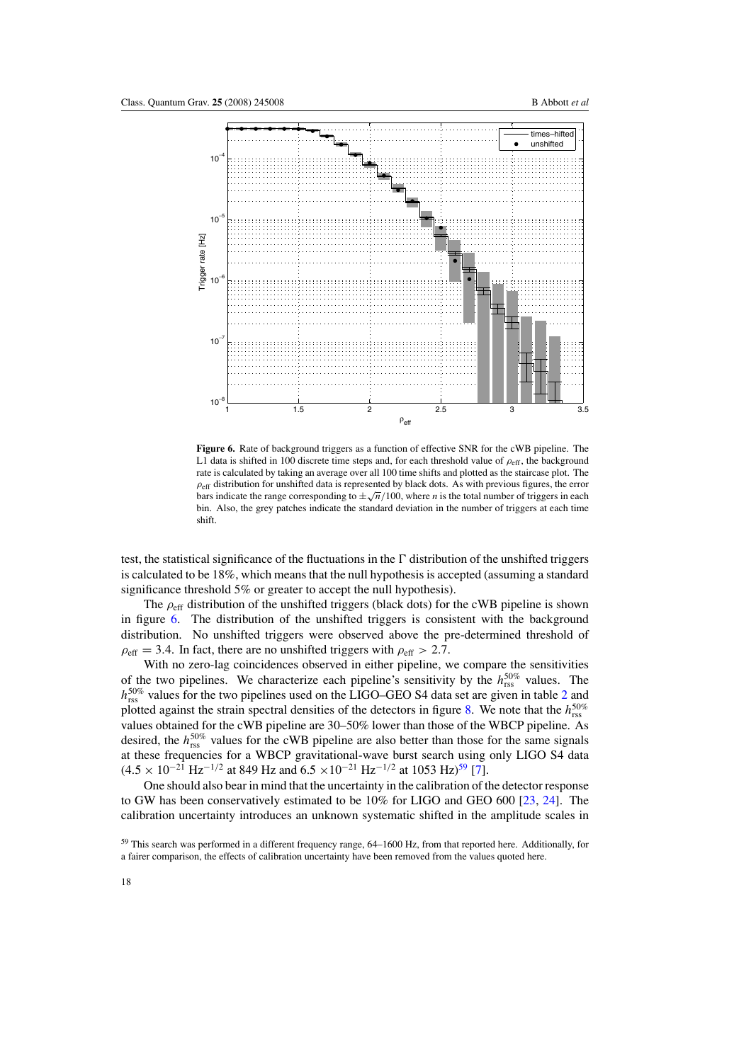**Figure 6.** Rate of background triggers as a function of effective SNR for the cWB pipeline. The L1 data is shifted in 100 discrete time steps and, for each threshold value of $\rho_{\mathrm{eff}}$, the background rate is calculated by taking an average over all 100 time shifts and plotted as the staircase plot. The $\rho_{\mathrm{eff}}$ distribution for unshifted data is represented by black dots. As with previous figures, the error bars indicate the range corresponding to $\pm\sqrt{n}/100$, where $n$ is the total number of triggers in each bin. Also, the grey patches indicate the standard deviation in the number of triggers at each time shift.

test, the statistical significance of the fluctuations in the $\Gamma$ distribution of the unshifted triggers is calculated to be 18%, which means that the null hypothesis is accepted (assuming a standard significance threshold 5% or greater to accept the null hypothesis).

The $\rho_{\mathrm{eff}}$ distribution of the unshifted triggers (black dots) for the cWB pipeline is shown in figure 6. The distribution of the unshifted triggers is consistent with the background distribution. No unshifted triggers were observed above the pre-determined threshold of $\rho_{\mathrm{eff}} = 3.4$. In fact, there are no unshifted triggers with $\rho_{\mathrm{eff}} > 2.7$.

With no zero-lag coincidences observed in either pipeline, we compare the sensitivities of the two pipelines. We characterize each pipeline's sensitivity by the $h_{\mathrm{rss}}^{50\%}$ values. The $h_{\mathrm{rss}}^{50\%}$ values for the two pipelines used on the LIGO–GEO S4 data set are given in table 2 and plotted against the strain spectral densities of the detectors in figure 8. We note that the $h_{\mathrm{rss}}^{50\%}$ values obtained for the cWB pipeline are 30–50% lower than those of the WBCP pipeline. As desired, the $h_{\mathrm{rss}}^{50\%}$ values for the cWB pipeline are also better than those for the same signals at these frequencies for a WBCP gravitational-wave burst search using only LIGO S4 data ($4.5 \times 10^{-21}\ \mathrm{Hz}^{-1/2}$ at 849 Hz and $6.5 \times 10^{-21}\ \mathrm{Hz}^{-1/2}$ at 1053 Hz)[59] [7].

One should also bear in mind that the uncertainty in the calibration of the detector response to GW has been conservatively estimated to be 10% for LIGO and GEO 600 [23, 24]. The calibration uncertainty introduces an unknown systematic shifted in the amplitude scales in

[59] This search was performed in a different frequency range, 64–1600 Hz, from that reported here. Additionally, for a fairer comparison, the effects of calibration uncertainty have been removed from the values quoted here.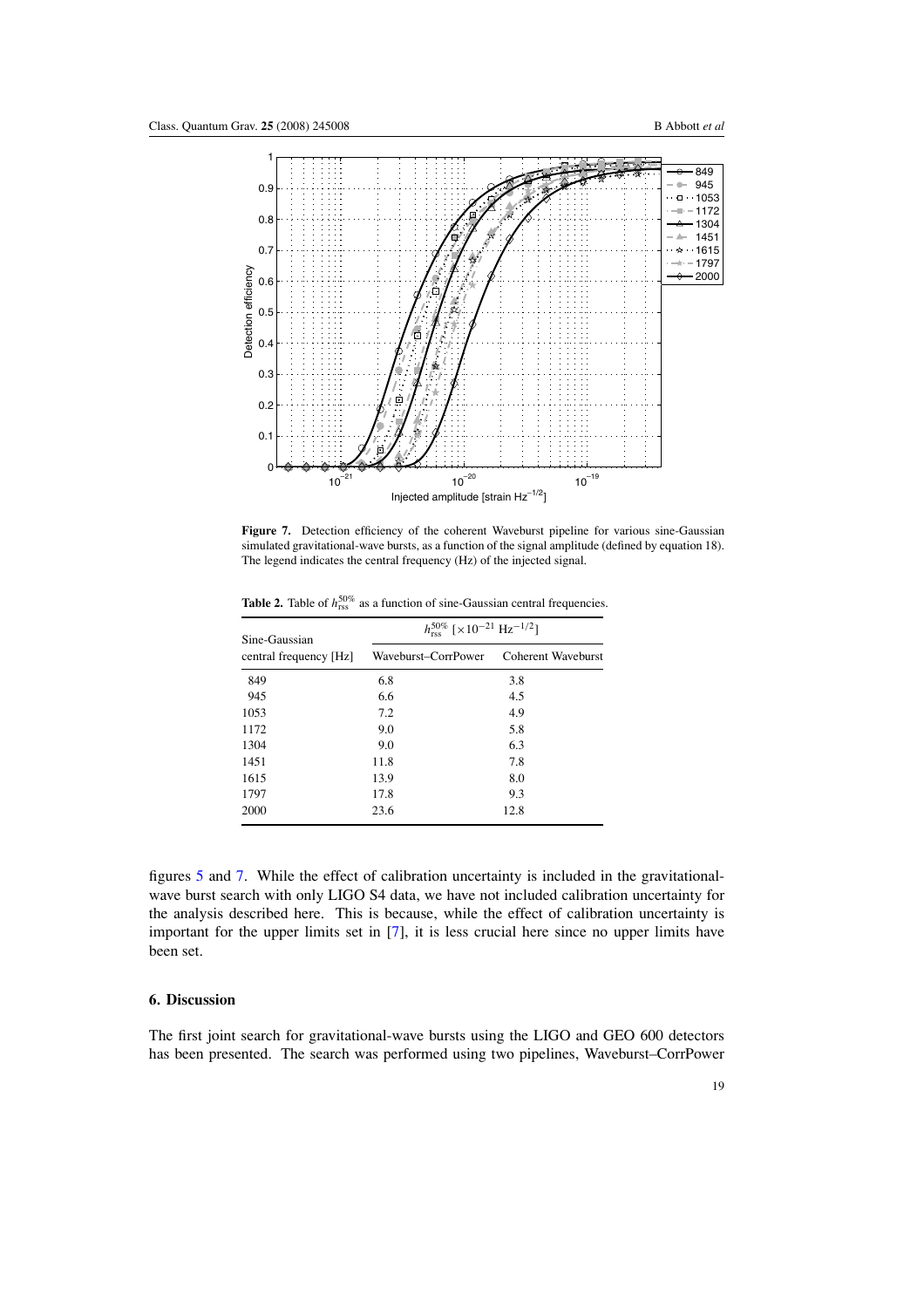**Figure 7.** Detection efficiency of the coherent Waveburst pipeline for various sine-Gaussian simulated gravitational-wave bursts, as a function of the signal amplitude (defined by equation 18). The legend indicates the central frequency (Hz) of the injected signal.

**Table 2.** Table of $h_{\rm rss}^{50\%}$ as a function of sine-Gaussian central frequencies.

| Sine-Gaussian central frequency [Hz] | $h_{\rm rss}^{50\%}$ [$\times 10^{-21}$ Hz$^{-1/2}$] Waveburst–CorrPower | Coherent Waveburst |
|---|---|---|
| 849 | 6.8 | 3.8 |
| 945 | 6.6 | 4.5 |
| 1053 | 7.2 | 4.9 |
| 1172 | 9.0 | 5.8 |
| 1304 | 9.0 | 6.3 |
| 1451 | 11.8 | 7.8 |
| 1615 | 13.9 | 8.0 |
| 1797 | 17.8 | 9.3 |
| 2000 | 23.6 | 12.8 |

figures 5 and 7. While the effect of calibration uncertainty is included in the gravitational-wave burst search with only LIGO S4 data, we have not included calibration uncertainty for the analysis described here. This is because, while the effect of calibration uncertainty is important for the upper limits set in [7], it is less crucial here since no upper limits have been set.

## 6. Discussion

The first joint search for gravitational-wave bursts using the LIGO and GEO 600 detectors has been presented. The search was performed using two pipelines, Waveburst–CorrPower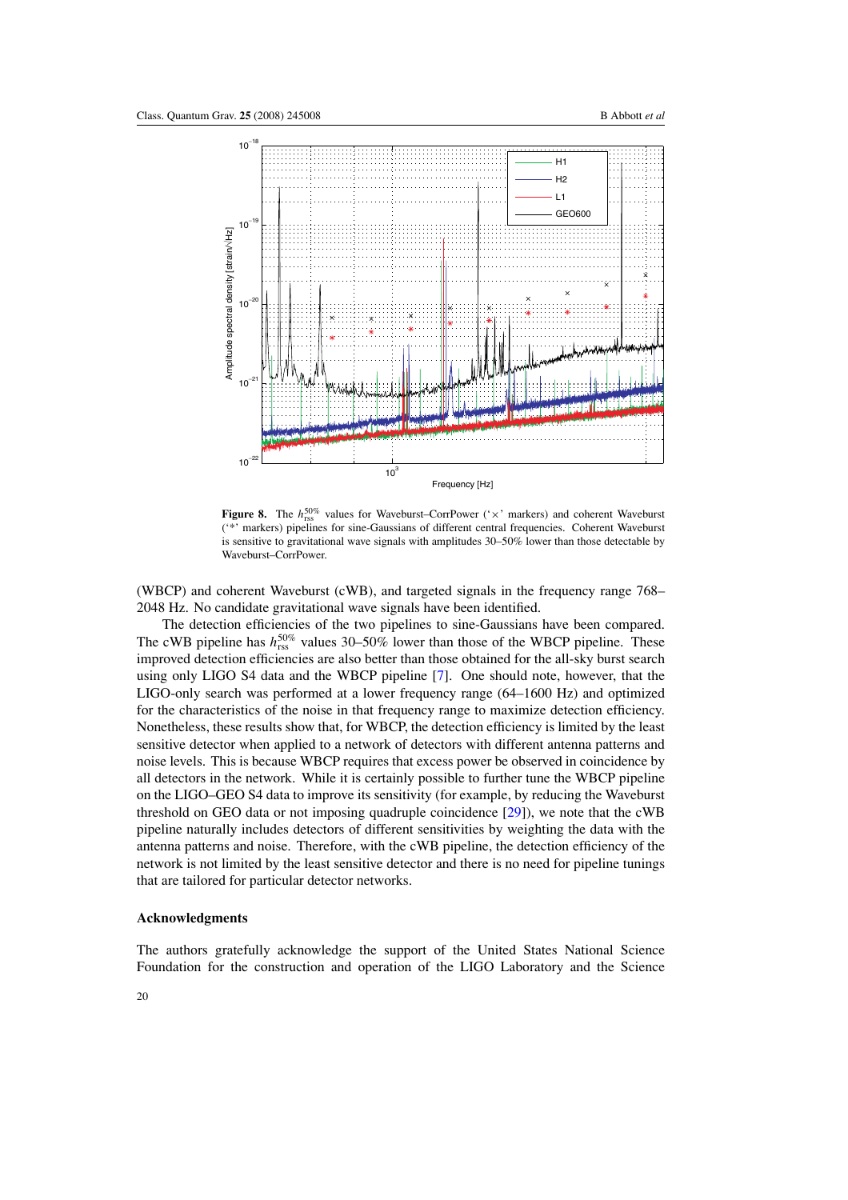**Figure 8.** The $h_{\rm rss}^{50\%}$ values for Waveburst–CorrPower ('×' markers) and coherent Waveburst ('*' markers) pipelines for sine-Gaussians of different central frequencies. Coherent Waveburst is sensitive to gravitational wave signals with amplitudes 30–50% lower than those detectable by Waveburst–CorrPower.

(WBCP) and coherent Waveburst (cWB), and targeted signals in the frequency range 768–2048 Hz. No candidate gravitational wave signals have been identified.

The detection efficiencies of the two pipelines to sine-Gaussians have been compared. The cWB pipeline has $h_{\rm rss}^{50\%}$ values 30–50% lower than those of the WBCP pipeline. These improved detection efficiencies are also better than those obtained for the all-sky burst search using only LIGO S4 data and the WBCP pipeline [7]. One should note, however, that the LIGO-only search was performed at a lower frequency range (64–1600 Hz) and optimized for the characteristics of the noise in that frequency range to maximize detection efficiency. Nonetheless, these results show that, for WBCP, the detection efficiency is limited by the least sensitive detector when applied to a network of detectors with different antenna patterns and noise levels. This is because WBCP requires that excess power be observed in coincidence by all detectors in the network. While it is certainly possible to further tune the WBCP pipeline on the LIGO–GEO S4 data to improve its sensitivity (for example, by reducing the Waveburst threshold on GEO data or not imposing quadruple coincidence [29]), we note that the cWB pipeline naturally includes detectors of different sensitivities by weighting the data with the antenna patterns and noise. Therefore, with the cWB pipeline, the detection efficiency of the network is not limited by the least sensitive detector and there is no need for pipeline tunings that are tailored for particular detector networks.

## Acknowledgments

The authors gratefully acknowledge the support of the United States National Science Foundation for the construction and operation of the LIGO Laboratory and the Science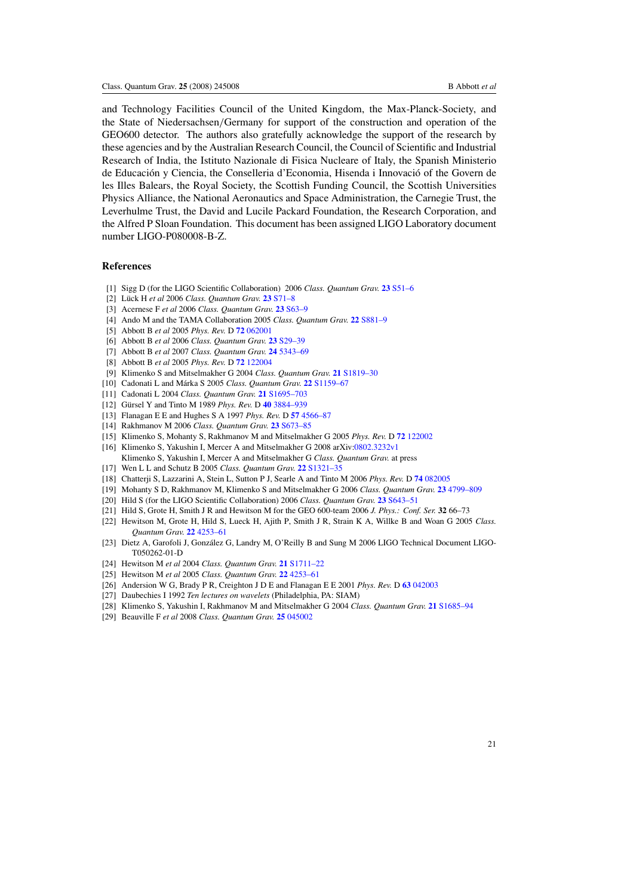and Technology Facilities Council of the United Kingdom, the Max-Planck-Society, and the State of Niedersachsen/Germany for support of the construction and operation of the GEO600 detector. The authors also gratefully acknowledge the support of the research by these agencies and by the Australian Research Council, the Council of Scientific and Industrial Research of India, the Istituto Nazionale di Fisica Nucleare of Italy, the Spanish Ministerio de Educación y Ciencia, the Conselleria d'Economia, Hisenda i Innovació of the Govern de les Illes Balears, the Royal Society, the Scottish Funding Council, the Scottish Universities Physics Alliance, the National Aeronautics and Space Administration, the Carnegie Trust, the Leverhulme Trust, the David and Lucile Packard Foundation, the Research Corporation, and the Alfred P Sloan Foundation. This document has been assigned LIGO Laboratory document number LIGO-P080008-B-Z.

## References

[1] Sigg D (for the LIGO Scientific Collaboration) 2006 *Class. Quantum Grav.* **23** S51–6

[2] Lück H *et al* 2006 *Class. Quantum Grav.* **23** S71–8

[3] Acernese F *et al* 2006 *Class. Quantum Grav.* **23** S63–9

[4] Ando M and the TAMA Collaboration 2005 *Class. Quantum Grav.* **22** S881–9

[5] Abbott B *et al* 2005 *Phys. Rev.* D **72** 062001

[6] Abbott B *et al* 2006 *Class. Quantum Grav.* **23** S29–39

[7] Abbott B *et al* 2007 *Class. Quantum Grav.* **24** 5343–69

[8] Abbott B *et al* 2005 *Phys. Rev.* D **72** 122004

[9] Klimenko S and Mitselmakher G 2004 *Class. Quantum Grav.* **21** S1819–30

[10] Cadonati L and Márka S 2005 *Class. Quantum Grav.* **22** S1159–67

[11] Cadonati L 2004 *Class. Quantum Grav.* **21** S1695–703

[12] Gürsel Y and Tinto M 1989 *Phys. Rev.* D **40** 3884–939

[13] Flanagan E E and Hughes S A 1997 *Phys. Rev.* D **57** 4566–87

[14] Rakhmanov M 2006 *Class. Quantum Grav.* **23** S673–85

[15] Klimenko S, Mohanty S, Rakhmanov M and Mitselmakher G 2005 *Phys. Rev.* D **72** 122002

[16] Klimenko S, Yakushin I, Mercer A and Mitselmakher G 2008 arXiv:0802.3232v1
Klimenko S, Yakushin I, Mercer A and Mitselmakher G *Class. Quantum Grav.* at press

[17] Wen L L and Schutz B 2005 *Class. Quantum Grav.* **22** S1321–35

[18] Chatterji S, Lazzarini A, Stein L, Sutton P J, Searle A and Tinto M 2006 *Phys. Rev.* D **74** 082005

[19] Mohanty S D, Rakhmanov M, Klimenko S and Mitselmakher G 2006 *Class. Quantum Grav.* **23** 4799–809

[20] Hild S (for the LIGO Scientific Collaboration) 2006 *Class. Quantum Grav.* **23** S643–51

[21] Hild S, Grote H, Smith J R and Hewitson M for the GEO 600-team 2006 *J. Phys.: Conf. Ser.* **32** 66–73

[22] Hewitson M, Grote H, Hild S, Lueck H, Ajith P, Smith J R, Strain K A, Willke B and Woan G 2005 *Class. Quantum Grav.* **22** 4253–61

[23] Dietz A, Garofoli J, González G, Landry M, O'Reilly B and Sung M 2006 LIGO Technical Document LIGO-T050262-01-D

[24] Hewitson M *et al* 2004 *Class. Quantum Grav.* **21** S1711–22

[25] Hewitson M *et al* 2005 *Class. Quantum Grav.* **22** 4253–61

[26] Andersion W G, Brady P R, Creighton J D E and Flanagan E E 2001 *Phys. Rev.* D **63** 042003

[27] Daubechies I 1992 *Ten lectures on wavelets* (Philadelphia, PA: SIAM)

[28] Klimenko S, Yakushin I, Rakhmanov M and Mitselmakher G 2004 *Class. Quantum Grav.* **21** S1685–94

[29] Beauville F *et al* 2008 *Class. Quantum Grav.* **25** 045002